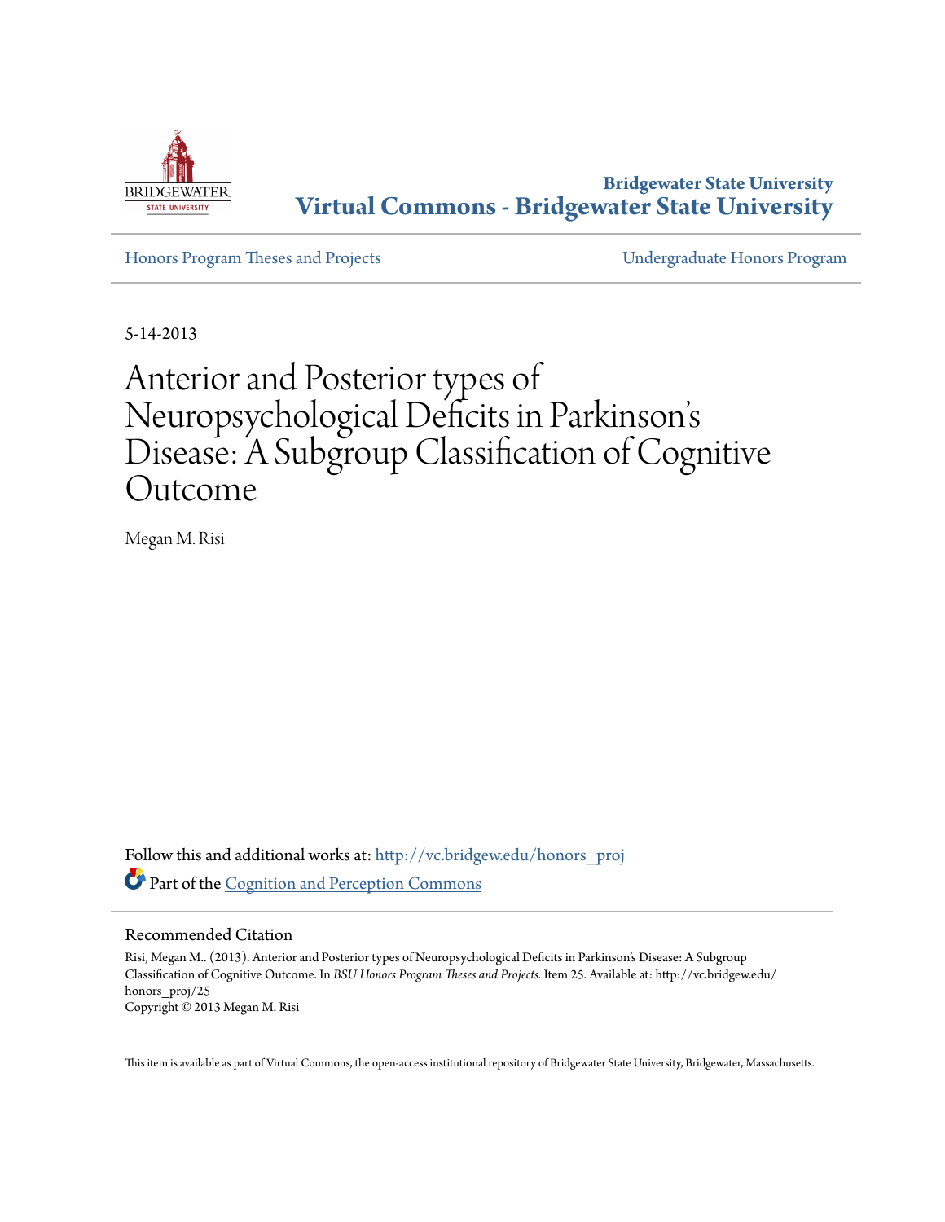Bridgewater State University

# Virtual Commons - Bridgewater State University

Honors Program Theses and Projects — Undergraduate Honors Program

5-14-2013

# Anterior and Posterior types of Neuropsychological Deficits in Parkinson's Disease: A Subgroup Classification of Cognitive Outcome

Megan M. Risi

Follow this and additional works at: http://vc.bridgew.edu/honors_proj

Part of the Cognition and Perception Commons

## Recommended Citation

Risi, Megan M.. (2013). Anterior and Posterior types of Neuropsychological Deficits in Parkinson's Disease: A Subgroup Classification of Cognitive Outcome. In *BSU Honors Program Theses and Projects.* Item 25. Available at: http://vc.bridgew.edu/honors_proj/25

Copyright © 2013 Megan M. Risi

This item is available as part of Virtual Commons, the open-access institutional repository of Bridgewater State University, Bridgewater, Massachusetts.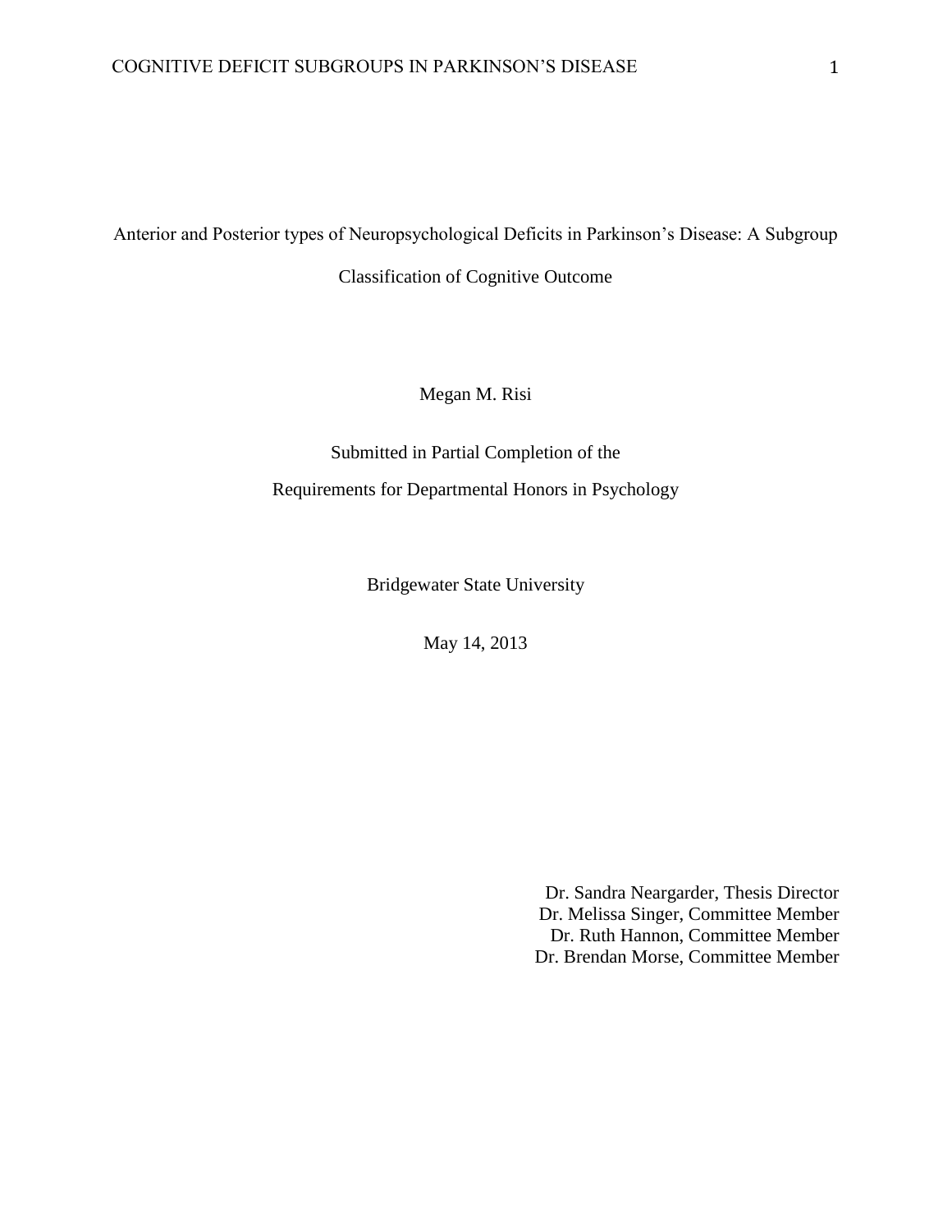Anterior and Posterior types of Neuropsychological Deficits in Parkinson's Disease: A Subgroup Classification of Cognitive Outcome

Megan M. Risi

Submitted in Partial Completion of the

Requirements for Departmental Honors in Psychology

Bridgewater State University

May 14, 2013

Dr. Sandra Neargarder, Thesis Director
Dr. Melissa Singer, Committee Member
Dr. Ruth Hannon, Committee Member
Dr. Brendan Morse, Committee Member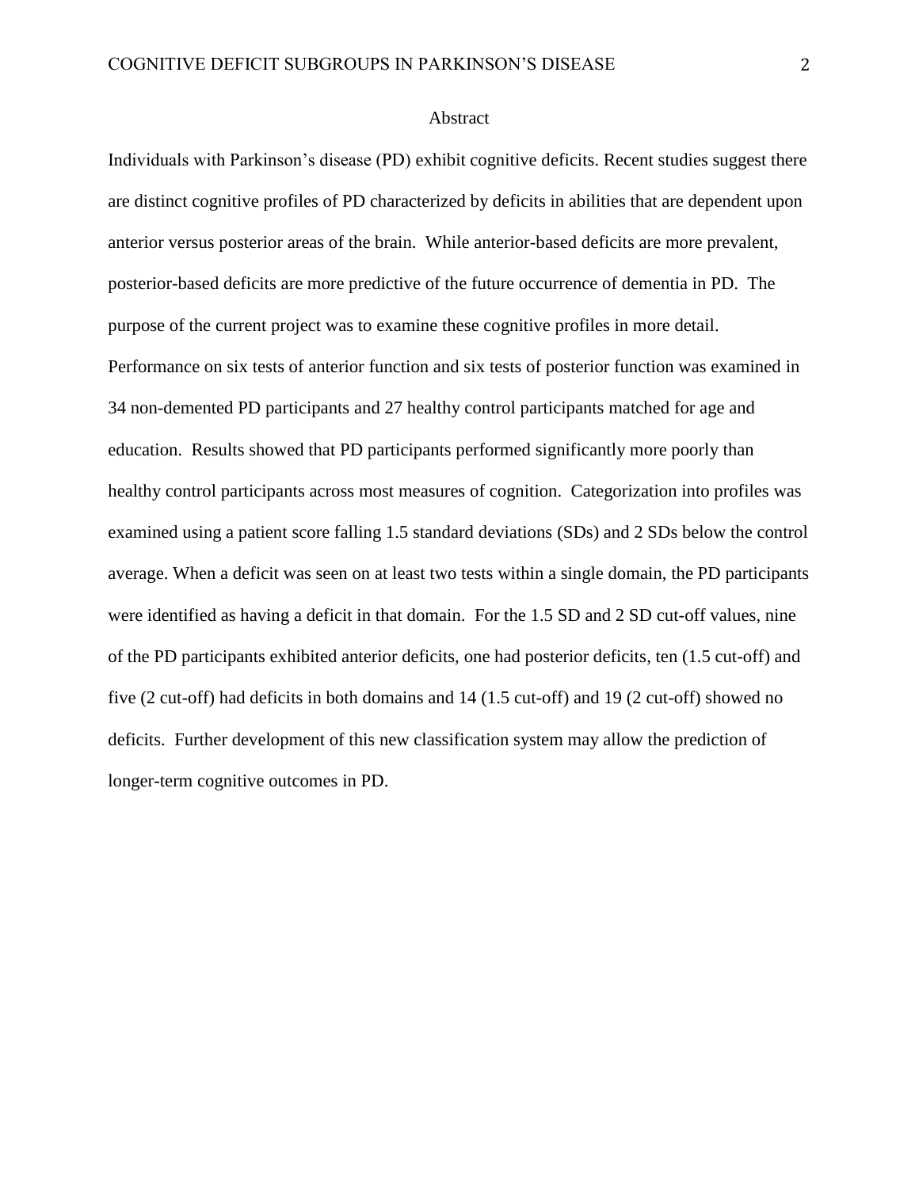# Abstract

Individuals with Parkinson's disease (PD) exhibit cognitive deficits. Recent studies suggest there are distinct cognitive profiles of PD characterized by deficits in abilities that are dependent upon anterior versus posterior areas of the brain. While anterior-based deficits are more prevalent, posterior-based deficits are more predictive of the future occurrence of dementia in PD. The purpose of the current project was to examine these cognitive profiles in more detail. Performance on six tests of anterior function and six tests of posterior function was examined in 34 non-demented PD participants and 27 healthy control participants matched for age and education. Results showed that PD participants performed significantly more poorly than healthy control participants across most measures of cognition. Categorization into profiles was examined using a patient score falling 1.5 standard deviations (SDs) and 2 SDs below the control average. When a deficit was seen on at least two tests within a single domain, the PD participants were identified as having a deficit in that domain. For the 1.5 SD and 2 SD cut-off values, nine of the PD participants exhibited anterior deficits, one had posterior deficits, ten (1.5 cut-off) and five (2 cut-off) had deficits in both domains and 14 (1.5 cut-off) and 19 (2 cut-off) showed no deficits. Further development of this new classification system may allow the prediction of longer-term cognitive outcomes in PD.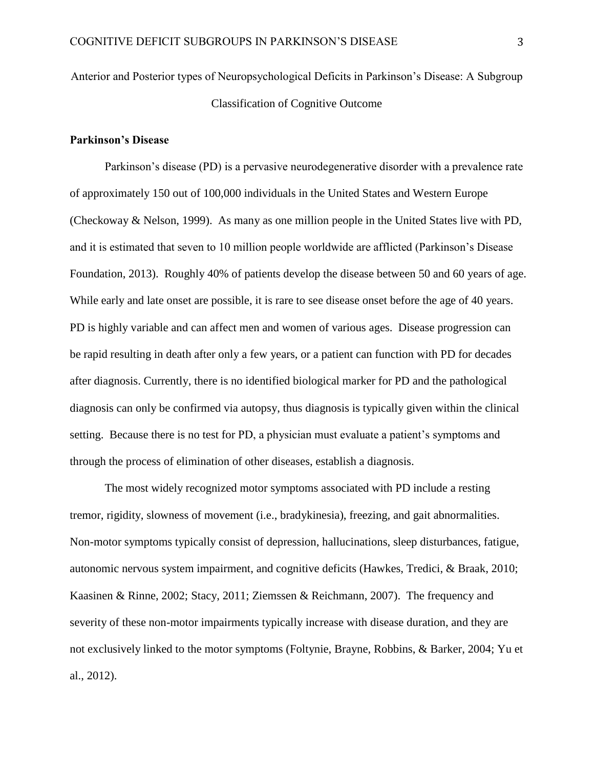# Anterior and Posterior types of Neuropsychological Deficits in Parkinson's Disease: A Subgroup Classification of Cognitive Outcome

## Parkinson's Disease

Parkinson's disease (PD) is a pervasive neurodegenerative disorder with a prevalence rate of approximately 150 out of 100,000 individuals in the United States and Western Europe (Checkoway & Nelson, 1999). As many as one million people in the United States live with PD, and it is estimated that seven to 10 million people worldwide are afflicted (Parkinson's Disease Foundation, 2013). Roughly 40% of patients develop the disease between 50 and 60 years of age. While early and late onset are possible, it is rare to see disease onset before the age of 40 years. PD is highly variable and can affect men and women of various ages. Disease progression can be rapid resulting in death after only a few years, or a patient can function with PD for decades after diagnosis. Currently, there is no identified biological marker for PD and the pathological diagnosis can only be confirmed via autopsy, thus diagnosis is typically given within the clinical setting. Because there is no test for PD, a physician must evaluate a patient's symptoms and through the process of elimination of other diseases, establish a diagnosis.

The most widely recognized motor symptoms associated with PD include a resting tremor, rigidity, slowness of movement (i.e., bradykinesia), freezing, and gait abnormalities. Non-motor symptoms typically consist of depression, hallucinations, sleep disturbances, fatigue, autonomic nervous system impairment, and cognitive deficits (Hawkes, Tredici, & Braak, 2010; Kaasinen & Rinne, 2002; Stacy, 2011; Ziemssen & Reichmann, 2007). The frequency and severity of these non-motor impairments typically increase with disease duration, and they are not exclusively linked to the motor symptoms (Foltynie, Brayne, Robbins, & Barker, 2004; Yu et al., 2012).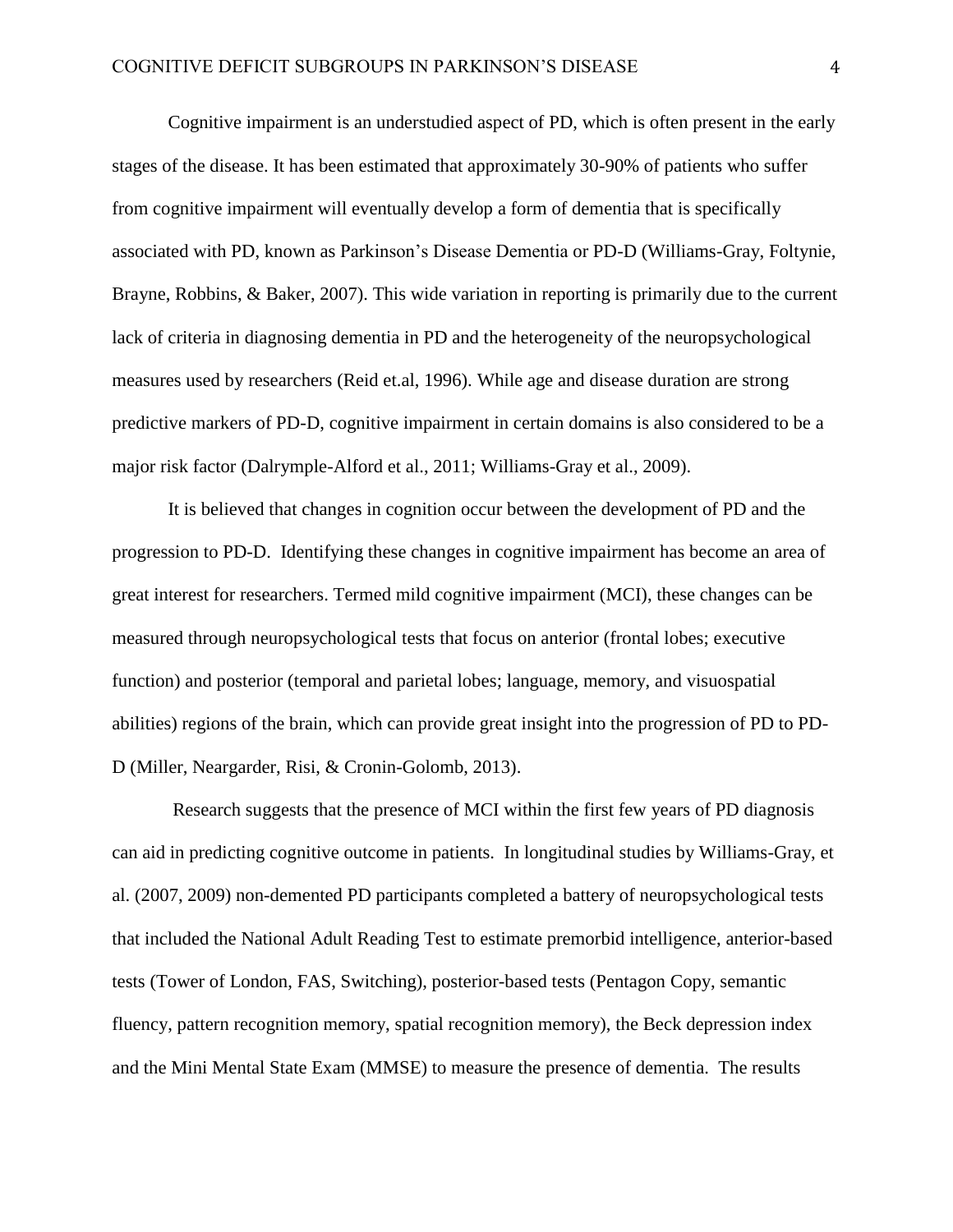Cognitive impairment is an understudied aspect of PD, which is often present in the early stages of the disease. It has been estimated that approximately 30-90% of patients who suffer from cognitive impairment will eventually develop a form of dementia that is specifically associated with PD, known as Parkinson's Disease Dementia or PD-D (Williams-Gray, Foltynie, Brayne, Robbins, & Baker, 2007). This wide variation in reporting is primarily due to the current lack of criteria in diagnosing dementia in PD and the heterogeneity of the neuropsychological measures used by researchers (Reid et.al, 1996). While age and disease duration are strong predictive markers of PD-D, cognitive impairment in certain domains is also considered to be a major risk factor (Dalrymple-Alford et al., 2011; Williams-Gray et al., 2009).

It is believed that changes in cognition occur between the development of PD and the progression to PD-D. Identifying these changes in cognitive impairment has become an area of great interest for researchers. Termed mild cognitive impairment (MCI), these changes can be measured through neuropsychological tests that focus on anterior (frontal lobes; executive function) and posterior (temporal and parietal lobes; language, memory, and visuospatial abilities) regions of the brain, which can provide great insight into the progression of PD to PD-D (Miller, Neargarder, Risi, & Cronin-Golomb, 2013).

Research suggests that the presence of MCI within the first few years of PD diagnosis can aid in predicting cognitive outcome in patients. In longitudinal studies by Williams-Gray, et al. (2007, 2009) non-demented PD participants completed a battery of neuropsychological tests that included the National Adult Reading Test to estimate premorbid intelligence, anterior-based tests (Tower of London, FAS, Switching), posterior-based tests (Pentagon Copy, semantic fluency, pattern recognition memory, spatial recognition memory), the Beck depression index and the Mini Mental State Exam (MMSE) to measure the presence of dementia. The results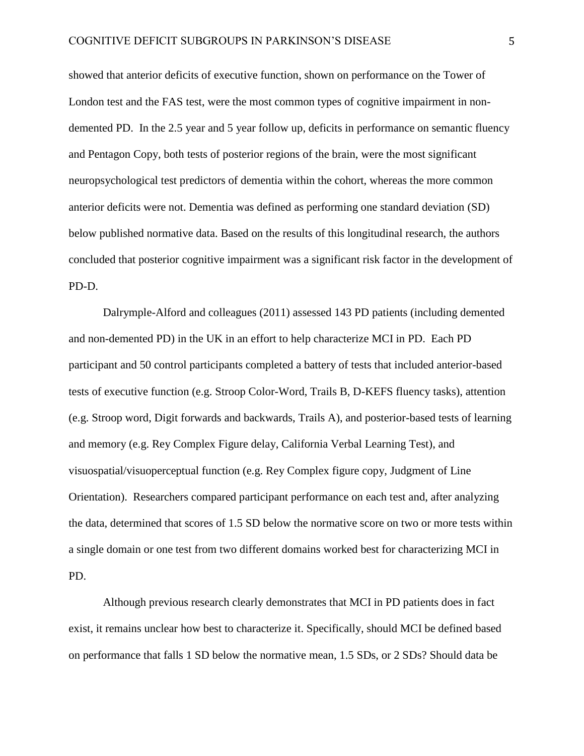showed that anterior deficits of executive function, shown on performance on the Tower of London test and the FAS test, were the most common types of cognitive impairment in non-demented PD. In the 2.5 year and 5 year follow up, deficits in performance on semantic fluency and Pentagon Copy, both tests of posterior regions of the brain, were the most significant neuropsychological test predictors of dementia within the cohort, whereas the more common anterior deficits were not. Dementia was defined as performing one standard deviation (SD) below published normative data. Based on the results of this longitudinal research, the authors concluded that posterior cognitive impairment was a significant risk factor in the development of PD-D.

Dalrymple-Alford and colleagues (2011) assessed 143 PD patients (including demented and non-demented PD) in the UK in an effort to help characterize MCI in PD. Each PD participant and 50 control participants completed a battery of tests that included anterior-based tests of executive function (e.g. Stroop Color-Word, Trails B, D-KEFS fluency tasks), attention (e.g. Stroop word, Digit forwards and backwards, Trails A), and posterior-based tests of learning and memory (e.g. Rey Complex Figure delay, California Verbal Learning Test), and visuospatial/visuoperceptual function (e.g. Rey Complex figure copy, Judgment of Line Orientation). Researchers compared participant performance on each test and, after analyzing the data, determined that scores of 1.5 SD below the normative score on two or more tests within a single domain or one test from two different domains worked best for characterizing MCI in PD.

Although previous research clearly demonstrates that MCI in PD patients does in fact exist, it remains unclear how best to characterize it. Specifically, should MCI be defined based on performance that falls 1 SD below the normative mean, 1.5 SDs, or 2 SDs? Should data be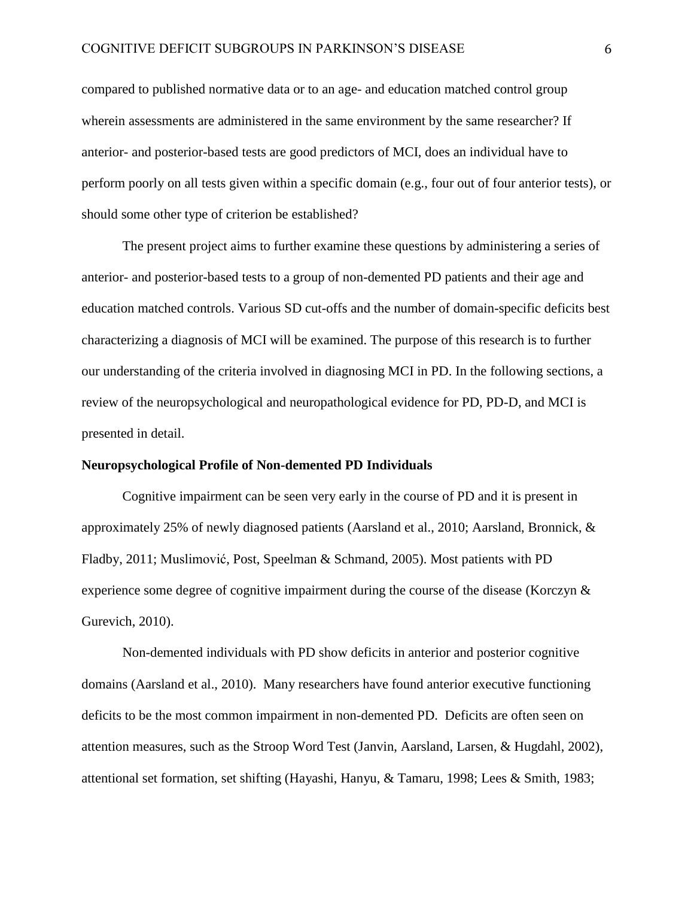compared to published normative data or to an age- and education matched control group wherein assessments are administered in the same environment by the same researcher? If anterior- and posterior-based tests are good predictors of MCI, does an individual have to perform poorly on all tests given within a specific domain (e.g., four out of four anterior tests), or should some other type of criterion be established?

The present project aims to further examine these questions by administering a series of anterior- and posterior-based tests to a group of non-demented PD patients and their age and education matched controls. Various SD cut-offs and the number of domain-specific deficits best characterizing a diagnosis of MCI will be examined. The purpose of this research is to further our understanding of the criteria involved in diagnosing MCI in PD. In the following sections, a review of the neuropsychological and neuropathological evidence for PD, PD-D, and MCI is presented in detail.

**Neuropsychological Profile of Non-demented PD Individuals**

Cognitive impairment can be seen very early in the course of PD and it is present in approximately 25% of newly diagnosed patients (Aarsland et al., 2010; Aarsland, Bronnick, & Fladby, 2011; Muslimović, Post, Speelman & Schmand, 2005). Most patients with PD experience some degree of cognitive impairment during the course of the disease (Korczyn & Gurevich, 2010).

Non-demented individuals with PD show deficits in anterior and posterior cognitive domains (Aarsland et al., 2010). Many researchers have found anterior executive functioning deficits to be the most common impairment in non-demented PD. Deficits are often seen on attention measures, such as the Stroop Word Test (Janvin, Aarsland, Larsen, & Hugdahl, 2002), attentional set formation, set shifting (Hayashi, Hanyu, & Tamaru, 1998; Lees & Smith, 1983;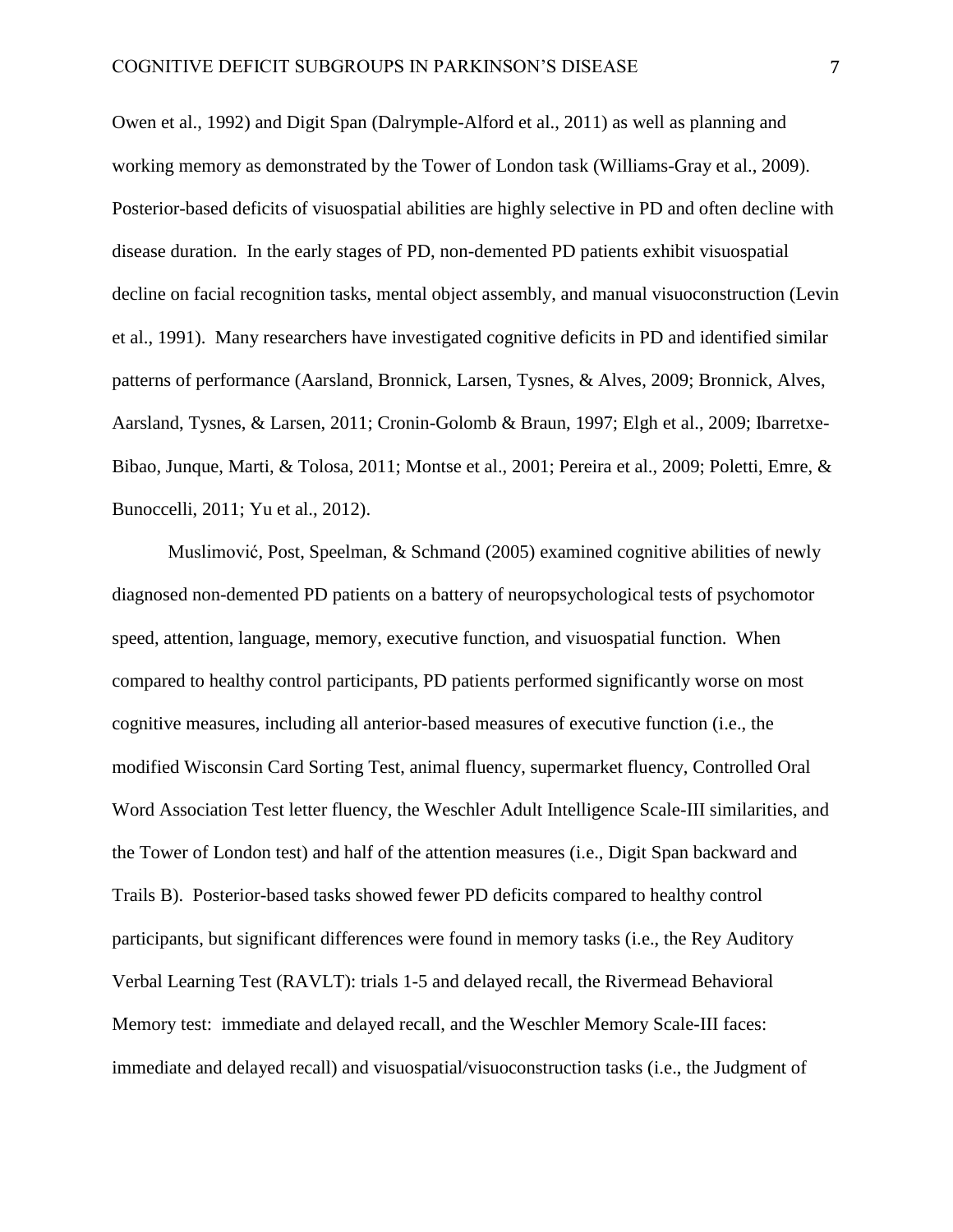Owen et al., 1992) and Digit Span (Dalrymple-Alford et al., 2011) as well as planning and working memory as demonstrated by the Tower of London task (Williams-Gray et al., 2009). Posterior-based deficits of visuospatial abilities are highly selective in PD and often decline with disease duration. In the early stages of PD, non-demented PD patients exhibit visuospatial decline on facial recognition tasks, mental object assembly, and manual visuoconstruction (Levin et al., 1991). Many researchers have investigated cognitive deficits in PD and identified similar patterns of performance (Aarsland, Bronnick, Larsen, Tysnes, & Alves, 2009; Bronnick, Alves, Aarsland, Tysnes, & Larsen, 2011; Cronin-Golomb & Braun, 1997; Elgh et al., 2009; Ibarretxe-Bibao, Junque, Marti, & Tolosa, 2011; Montse et al., 2001; Pereira et al., 2009; Poletti, Emre, & Bunoccelli, 2011; Yu et al., 2012).

Muslimović, Post, Speelman, & Schmand (2005) examined cognitive abilities of newly diagnosed non-demented PD patients on a battery of neuropsychological tests of psychomotor speed, attention, language, memory, executive function, and visuospatial function. When compared to healthy control participants, PD patients performed significantly worse on most cognitive measures, including all anterior-based measures of executive function (i.e., the modified Wisconsin Card Sorting Test, animal fluency, supermarket fluency, Controlled Oral Word Association Test letter fluency, the Weschler Adult Intelligence Scale-III similarities, and the Tower of London test) and half of the attention measures (i.e., Digit Span backward and Trails B). Posterior-based tasks showed fewer PD deficits compared to healthy control participants, but significant differences were found in memory tasks (i.e., the Rey Auditory Verbal Learning Test (RAVLT): trials 1-5 and delayed recall, the Rivermead Behavioral Memory test: immediate and delayed recall, and the Weschler Memory Scale-III faces: immediate and delayed recall) and visuospatial/visuoconstruction tasks (i.e., the Judgment of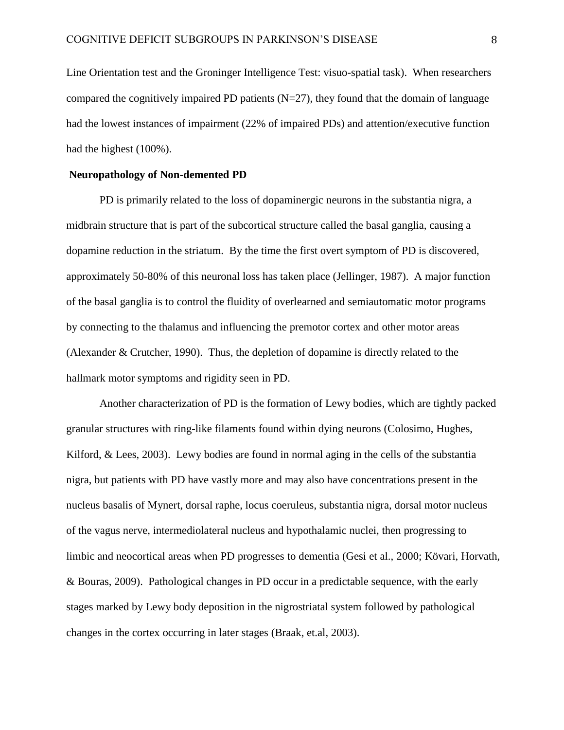Line Orientation test and the Groninger Intelligence Test: visuo-spatial task). When researchers compared the cognitively impaired PD patients (N=27), they found that the domain of language had the lowest instances of impairment (22% of impaired PDs) and attention/executive function had the highest (100%).

**Neuropathology of Non-demented PD**

PD is primarily related to the loss of dopaminergic neurons in the substantia nigra, a midbrain structure that is part of the subcortical structure called the basal ganglia, causing a dopamine reduction in the striatum. By the time the first overt symptom of PD is discovered, approximately 50-80% of this neuronal loss has taken place (Jellinger, 1987). A major function of the basal ganglia is to control the fluidity of overlearned and semiautomatic motor programs by connecting to the thalamus and influencing the premotor cortex and other motor areas (Alexander & Crutcher, 1990). Thus, the depletion of dopamine is directly related to the hallmark motor symptoms and rigidity seen in PD.

Another characterization of PD is the formation of Lewy bodies, which are tightly packed granular structures with ring-like filaments found within dying neurons (Colosimo, Hughes, Kilford, & Lees, 2003). Lewy bodies are found in normal aging in the cells of the substantia nigra, but patients with PD have vastly more and may also have concentrations present in the nucleus basalis of Mynert, dorsal raphe, locus coeruleus, substantia nigra, dorsal motor nucleus of the vagus nerve, intermediolateral nucleus and hypothalamic nuclei, then progressing to limbic and neocortical areas when PD progresses to dementia (Gesi et al., 2000; Kövari, Horvath, & Bouras, 2009). Pathological changes in PD occur in a predictable sequence, with the early stages marked by Lewy body deposition in the nigrostriatal system followed by pathological changes in the cortex occurring in later stages (Braak, et.al, 2003).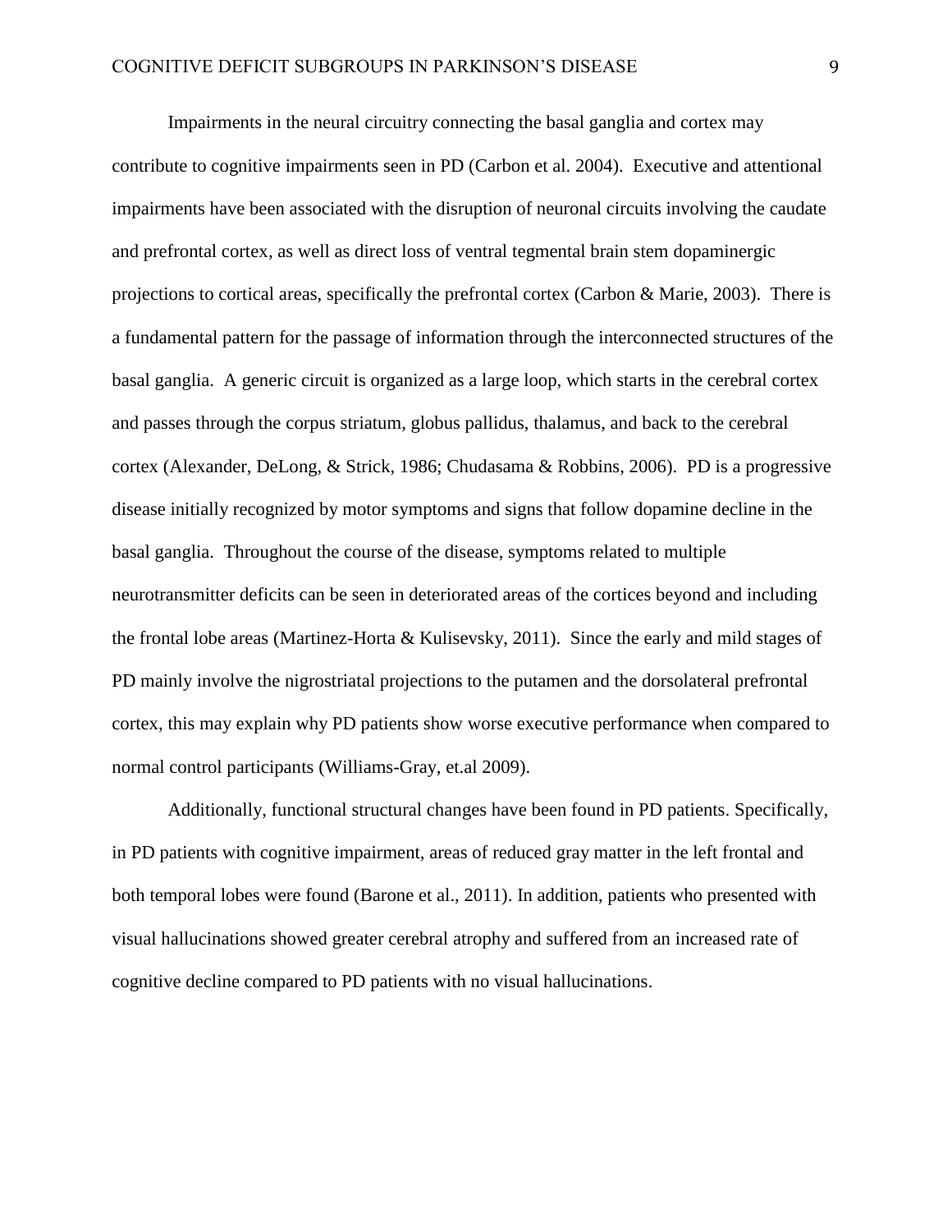Impairments in the neural circuitry connecting the basal ganglia and cortex may contribute to cognitive impairments seen in PD (Carbon et al. 2004). Executive and attentional impairments have been associated with the disruption of neuronal circuits involving the caudate and prefrontal cortex, as well as direct loss of ventral tegmental brain stem dopaminergic projections to cortical areas, specifically the prefrontal cortex (Carbon & Marie, 2003). There is a fundamental pattern for the passage of information through the interconnected structures of the basal ganglia. A generic circuit is organized as a large loop, which starts in the cerebral cortex and passes through the corpus striatum, globus pallidus, thalamus, and back to the cerebral cortex (Alexander, DeLong, & Strick, 1986; Chudasama & Robbins, 2006). PD is a progressive disease initially recognized by motor symptoms and signs that follow dopamine decline in the basal ganglia. Throughout the course of the disease, symptoms related to multiple neurotransmitter deficits can be seen in deteriorated areas of the cortices beyond and including the frontal lobe areas (Martinez-Horta & Kulisevsky, 2011). Since the early and mild stages of PD mainly involve the nigrostriatal projections to the putamen and the dorsolateral prefrontal cortex, this may explain why PD patients show worse executive performance when compared to normal control participants (Williams-Gray, et.al 2009).

Additionally, functional structural changes have been found in PD patients. Specifically, in PD patients with cognitive impairment, areas of reduced gray matter in the left frontal and both temporal lobes were found (Barone et al., 2011). In addition, patients who presented with visual hallucinations showed greater cerebral atrophy and suffered from an increased rate of cognitive decline compared to PD patients with no visual hallucinations.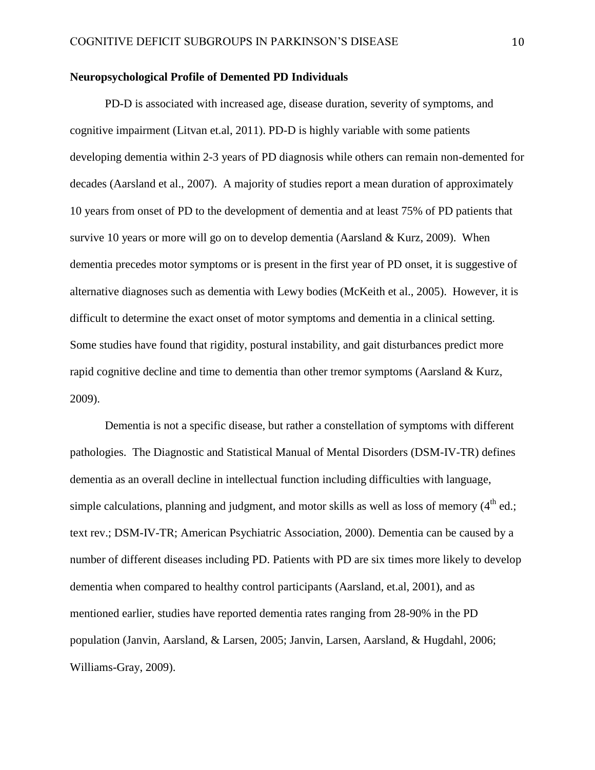**Neuropsychological Profile of Demented PD Individuals**

PD-D is associated with increased age, disease duration, severity of symptoms, and cognitive impairment (Litvan et.al, 2011). PD-D is highly variable with some patients developing dementia within 2-3 years of PD diagnosis while others can remain non-demented for decades (Aarsland et al., 2007). A majority of studies report a mean duration of approximately 10 years from onset of PD to the development of dementia and at least 75% of PD patients that survive 10 years or more will go on to develop dementia (Aarsland & Kurz, 2009). When dementia precedes motor symptoms or is present in the first year of PD onset, it is suggestive of alternative diagnoses such as dementia with Lewy bodies (McKeith et al., 2005). However, it is difficult to determine the exact onset of motor symptoms and dementia in a clinical setting. Some studies have found that rigidity, postural instability, and gait disturbances predict more rapid cognitive decline and time to dementia than other tremor symptoms (Aarsland & Kurz, 2009).

Dementia is not a specific disease, but rather a constellation of symptoms with different pathologies. The Diagnostic and Statistical Manual of Mental Disorders (DSM-IV-TR) defines dementia as an overall decline in intellectual function including difficulties with language, simple calculations, planning and judgment, and motor skills as well as loss of memory ($4^{th}$ ed.; text rev.; DSM-IV-TR; American Psychiatric Association, 2000). Dementia can be caused by a number of different diseases including PD. Patients with PD are six times more likely to develop dementia when compared to healthy control participants (Aarsland, et.al, 2001), and as mentioned earlier, studies have reported dementia rates ranging from 28-90% in the PD population (Janvin, Aarsland, & Larsen, 2005; Janvin, Larsen, Aarsland, & Hugdahl, 2006; Williams-Gray, 2009).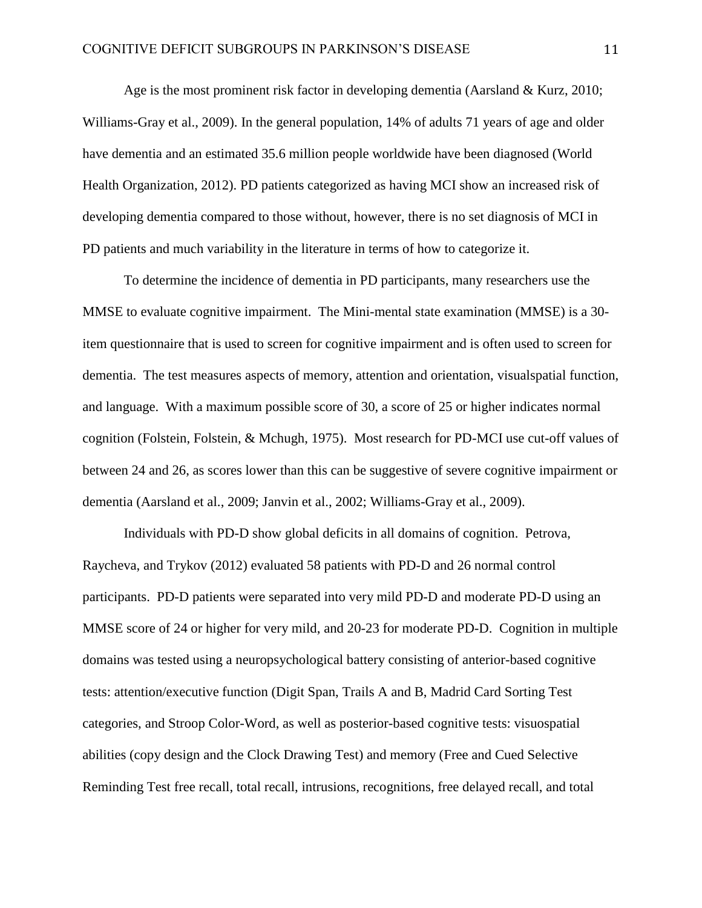Age is the most prominent risk factor in developing dementia (Aarsland & Kurz, 2010; Williams-Gray et al., 2009). In the general population, 14% of adults 71 years of age and older have dementia and an estimated 35.6 million people worldwide have been diagnosed (World Health Organization, 2012). PD patients categorized as having MCI show an increased risk of developing dementia compared to those without, however, there is no set diagnosis of MCI in PD patients and much variability in the literature in terms of how to categorize it.

To determine the incidence of dementia in PD participants, many researchers use the MMSE to evaluate cognitive impairment. The Mini-mental state examination (MMSE) is a 30-item questionnaire that is used to screen for cognitive impairment and is often used to screen for dementia. The test measures aspects of memory, attention and orientation, visualspatial function, and language. With a maximum possible score of 30, a score of 25 or higher indicates normal cognition (Folstein, Folstein, & Mchugh, 1975). Most research for PD-MCI use cut-off values of between 24 and 26, as scores lower than this can be suggestive of severe cognitive impairment or dementia (Aarsland et al., 2009; Janvin et al., 2002; Williams-Gray et al., 2009).

Individuals with PD-D show global deficits in all domains of cognition. Petrova, Raycheva, and Trykov (2012) evaluated 58 patients with PD-D and 26 normal control participants. PD-D patients were separated into very mild PD-D and moderate PD-D using an MMSE score of 24 or higher for very mild, and 20-23 for moderate PD-D. Cognition in multiple domains was tested using a neuropsychological battery consisting of anterior-based cognitive tests: attention/executive function (Digit Span, Trails A and B, Madrid Card Sorting Test categories, and Stroop Color-Word, as well as posterior-based cognitive tests: visuospatial abilities (copy design and the Clock Drawing Test) and memory (Free and Cued Selective Reminding Test free recall, total recall, intrusions, recognitions, free delayed recall, and total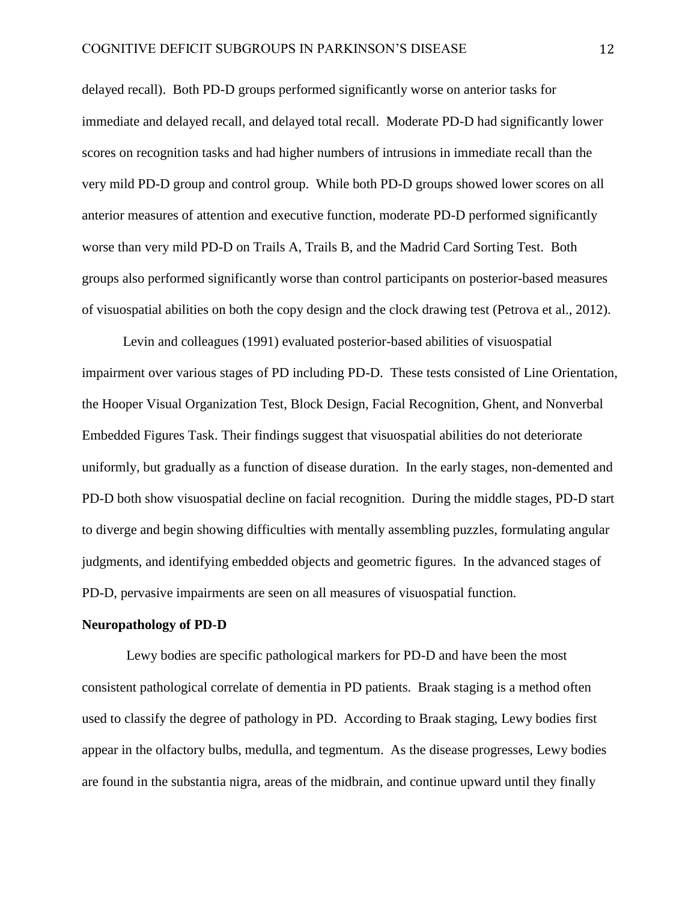delayed recall). Both PD-D groups performed significantly worse on anterior tasks for immediate and delayed recall, and delayed total recall. Moderate PD-D had significantly lower scores on recognition tasks and had higher numbers of intrusions in immediate recall than the very mild PD-D group and control group. While both PD-D groups showed lower scores on all anterior measures of attention and executive function, moderate PD-D performed significantly worse than very mild PD-D on Trails A, Trails B, and the Madrid Card Sorting Test. Both groups also performed significantly worse than control participants on posterior-based measures of visuospatial abilities on both the copy design and the clock drawing test (Petrova et al., 2012).

Levin and colleagues (1991) evaluated posterior-based abilities of visuospatial impairment over various stages of PD including PD-D. These tests consisted of Line Orientation, the Hooper Visual Organization Test, Block Design, Facial Recognition, Ghent, and Nonverbal Embedded Figures Task. Their findings suggest that visuospatial abilities do not deteriorate uniformly, but gradually as a function of disease duration. In the early stages, non-demented and PD-D both show visuospatial decline on facial recognition. During the middle stages, PD-D start to diverge and begin showing difficulties with mentally assembling puzzles, formulating angular judgments, and identifying embedded objects and geometric figures. In the advanced stages of PD-D, pervasive impairments are seen on all measures of visuospatial function.

**Neuropathology of PD-D**

Lewy bodies are specific pathological markers for PD-D and have been the most consistent pathological correlate of dementia in PD patients. Braak staging is a method often used to classify the degree of pathology in PD. According to Braak staging, Lewy bodies first appear in the olfactory bulbs, medulla, and tegmentum. As the disease progresses, Lewy bodies are found in the substantia nigra, areas of the midbrain, and continue upward until they finally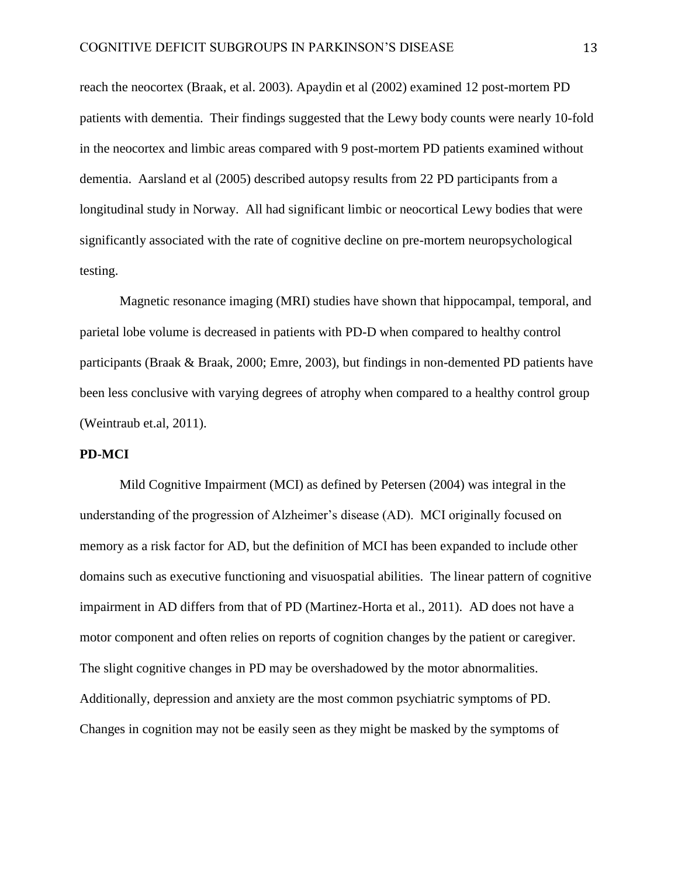reach the neocortex (Braak, et al. 2003). Apaydin et al (2002) examined 12 post-mortem PD patients with dementia. Their findings suggested that the Lewy body counts were nearly 10-fold in the neocortex and limbic areas compared with 9 post-mortem PD patients examined without dementia. Aarsland et al (2005) described autopsy results from 22 PD participants from a longitudinal study in Norway. All had significant limbic or neocortical Lewy bodies that were significantly associated with the rate of cognitive decline on pre-mortem neuropsychological testing.

Magnetic resonance imaging (MRI) studies have shown that hippocampal, temporal, and parietal lobe volume is decreased in patients with PD-D when compared to healthy control participants (Braak & Braak, 2000; Emre, 2003), but findings in non-demented PD patients have been less conclusive with varying degrees of atrophy when compared to a healthy control group (Weintraub et.al, 2011).

**PD-MCI**

Mild Cognitive Impairment (MCI) as defined by Petersen (2004) was integral in the understanding of the progression of Alzheimer's disease (AD). MCI originally focused on memory as a risk factor for AD, but the definition of MCI has been expanded to include other domains such as executive functioning and visuospatial abilities. The linear pattern of cognitive impairment in AD differs from that of PD (Martinez-Horta et al., 2011). AD does not have a motor component and often relies on reports of cognition changes by the patient or caregiver. The slight cognitive changes in PD may be overshadowed by the motor abnormalities. Additionally, depression and anxiety are the most common psychiatric symptoms of PD. Changes in cognition may not be easily seen as they might be masked by the symptoms of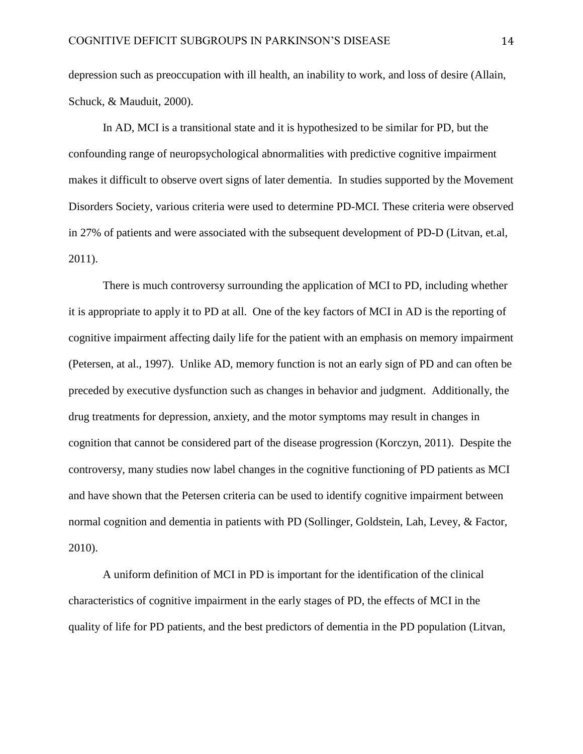depression such as preoccupation with ill health, an inability to work, and loss of desire (Allain, Schuck, & Mauduit, 2000).

In AD, MCI is a transitional state and it is hypothesized to be similar for PD, but the confounding range of neuropsychological abnormalities with predictive cognitive impairment makes it difficult to observe overt signs of later dementia. In studies supported by the Movement Disorders Society, various criteria were used to determine PD-MCI. These criteria were observed in 27% of patients and were associated with the subsequent development of PD-D (Litvan, et.al, 2011).

There is much controversy surrounding the application of MCI to PD, including whether it is appropriate to apply it to PD at all. One of the key factors of MCI in AD is the reporting of cognitive impairment affecting daily life for the patient with an emphasis on memory impairment (Petersen, at al., 1997). Unlike AD, memory function is not an early sign of PD and can often be preceded by executive dysfunction such as changes in behavior and judgment. Additionally, the drug treatments for depression, anxiety, and the motor symptoms may result in changes in cognition that cannot be considered part of the disease progression (Korczyn, 2011). Despite the controversy, many studies now label changes in the cognitive functioning of PD patients as MCI and have shown that the Petersen criteria can be used to identify cognitive impairment between normal cognition and dementia in patients with PD (Sollinger, Goldstein, Lah, Levey, & Factor, 2010).

A uniform definition of MCI in PD is important for the identification of the clinical characteristics of cognitive impairment in the early stages of PD, the effects of MCI in the quality of life for PD patients, and the best predictors of dementia in the PD population (Litvan,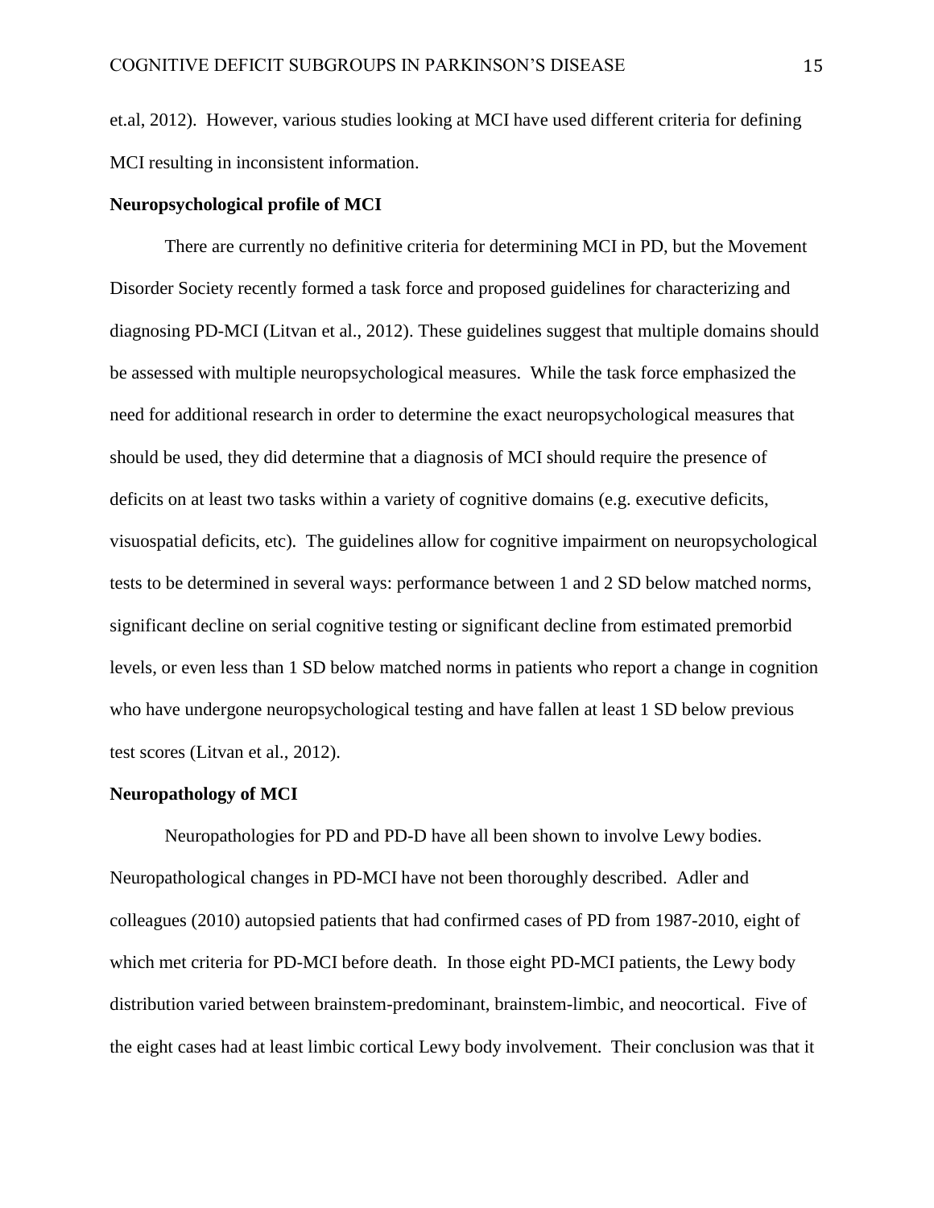et.al, 2012). However, various studies looking at MCI have used different criteria for defining MCI resulting in inconsistent information.

**Neuropsychological profile of MCI**

There are currently no definitive criteria for determining MCI in PD, but the Movement Disorder Society recently formed a task force and proposed guidelines for characterizing and diagnosing PD-MCI (Litvan et al., 2012). These guidelines suggest that multiple domains should be assessed with multiple neuropsychological measures. While the task force emphasized the need for additional research in order to determine the exact neuropsychological measures that should be used, they did determine that a diagnosis of MCI should require the presence of deficits on at least two tasks within a variety of cognitive domains (e.g. executive deficits, visuospatial deficits, etc). The guidelines allow for cognitive impairment on neuropsychological tests to be determined in several ways: performance between 1 and 2 SD below matched norms, significant decline on serial cognitive testing or significant decline from estimated premorbid levels, or even less than 1 SD below matched norms in patients who report a change in cognition who have undergone neuropsychological testing and have fallen at least 1 SD below previous test scores (Litvan et al., 2012).

**Neuropathology of MCI**

Neuropathologies for PD and PD-D have all been shown to involve Lewy bodies. Neuropathological changes in PD-MCI have not been thoroughly described. Adler and colleagues (2010) autopsied patients that had confirmed cases of PD from 1987-2010, eight of which met criteria for PD-MCI before death. In those eight PD-MCI patients, the Lewy body distribution varied between brainstem-predominant, brainstem-limbic, and neocortical. Five of the eight cases had at least limbic cortical Lewy body involvement. Their conclusion was that it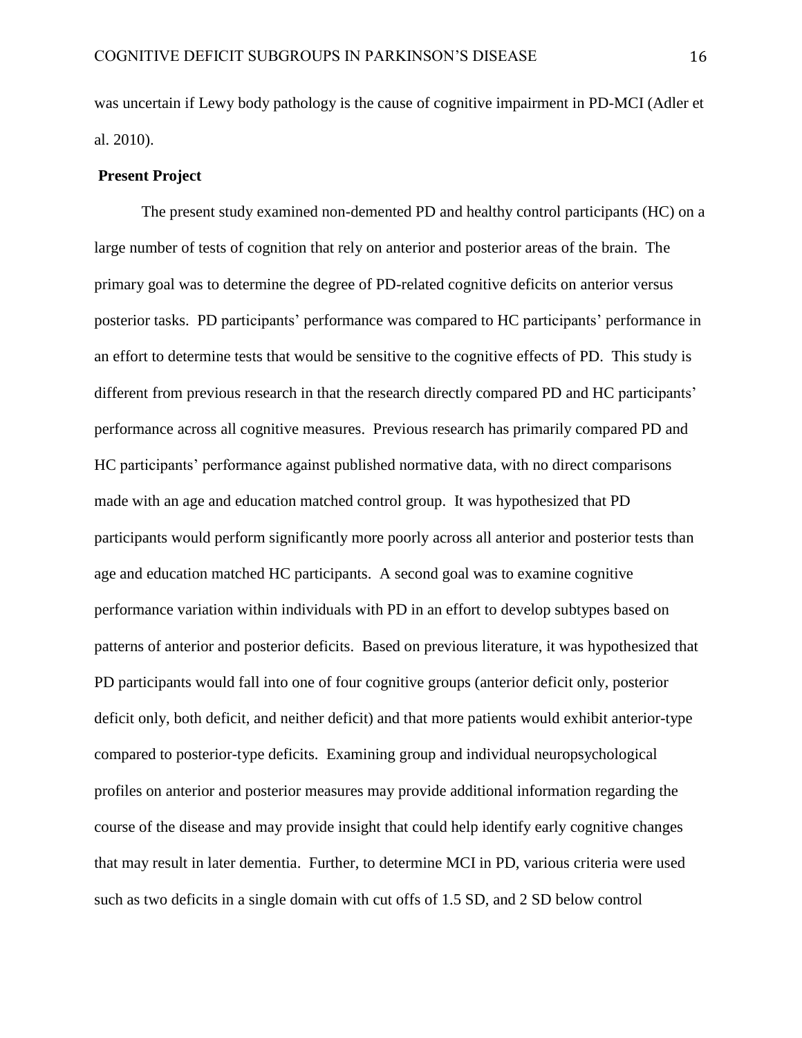was uncertain if Lewy body pathology is the cause of cognitive impairment in PD-MCI (Adler et al. 2010).

## Present Project

The present study examined non-demented PD and healthy control participants (HC) on a large number of tests of cognition that rely on anterior and posterior areas of the brain. The primary goal was to determine the degree of PD-related cognitive deficits on anterior versus posterior tasks. PD participants' performance was compared to HC participants' performance in an effort to determine tests that would be sensitive to the cognitive effects of PD. This study is different from previous research in that the research directly compared PD and HC participants' performance across all cognitive measures. Previous research has primarily compared PD and HC participants' performance against published normative data, with no direct comparisons made with an age and education matched control group. It was hypothesized that PD participants would perform significantly more poorly across all anterior and posterior tests than age and education matched HC participants. A second goal was to examine cognitive performance variation within individuals with PD in an effort to develop subtypes based on patterns of anterior and posterior deficits. Based on previous literature, it was hypothesized that PD participants would fall into one of four cognitive groups (anterior deficit only, posterior deficit only, both deficit, and neither deficit) and that more patients would exhibit anterior-type compared to posterior-type deficits. Examining group and individual neuropsychological profiles on anterior and posterior measures may provide additional information regarding the course of the disease and may provide insight that could help identify early cognitive changes that may result in later dementia. Further, to determine MCI in PD, various criteria were used such as two deficits in a single domain with cut offs of 1.5 SD, and 2 SD below control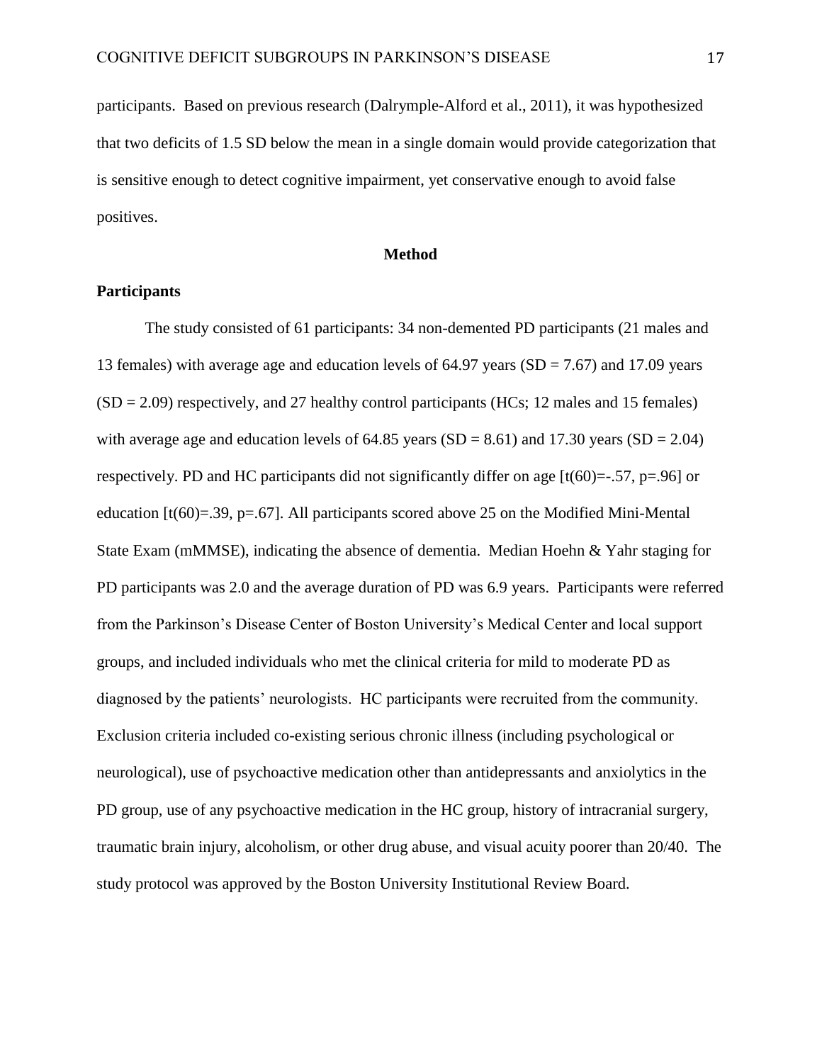participants. Based on previous research (Dalrymple-Alford et al., 2011), it was hypothesized that two deficits of 1.5 SD below the mean in a single domain would provide categorization that is sensitive enough to detect cognitive impairment, yet conservative enough to avoid false positives.

## Method

### Participants

The study consisted of 61 participants: 34 non-demented PD participants (21 males and 13 females) with average age and education levels of 64.97 years (SD = 7.67) and 17.09 years (SD = 2.09) respectively, and 27 healthy control participants (HCs; 12 males and 15 females) with average age and education levels of 64.85 years (SD = 8.61) and 17.30 years (SD = 2.04) respectively. PD and HC participants did not significantly differ on age [$t(60)=-.57$, $p=.96$] or education [$t(60)=.39$, $p=.67$]. All participants scored above 25 on the Modified Mini-Mental State Exam (mMMSE), indicating the absence of dementia. Median Hoehn & Yahr staging for PD participants was 2.0 and the average duration of PD was 6.9 years. Participants were referred from the Parkinson's Disease Center of Boston University's Medical Center and local support groups, and included individuals who met the clinical criteria for mild to moderate PD as diagnosed by the patients' neurologists. HC participants were recruited from the community. Exclusion criteria included co-existing serious chronic illness (including psychological or neurological), use of psychoactive medication other than antidepressants and anxiolytics in the PD group, use of any psychoactive medication in the HC group, history of intracranial surgery, traumatic brain injury, alcoholism, or other drug abuse, and visual acuity poorer than 20/40. The study protocol was approved by the Boston University Institutional Review Board.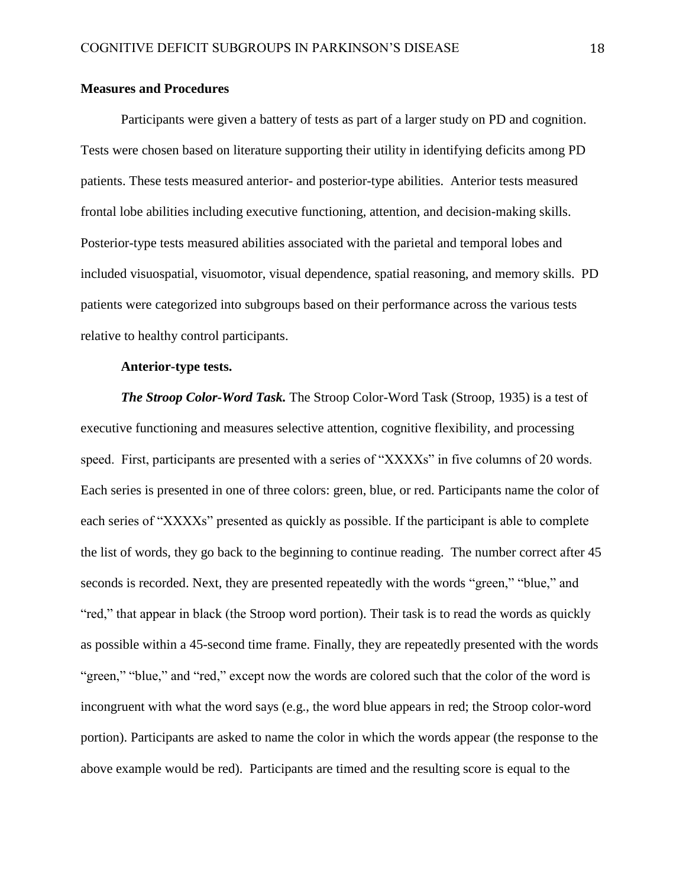## Measures and Procedures

Participants were given a battery of tests as part of a larger study on PD and cognition. Tests were chosen based on literature supporting their utility in identifying deficits among PD patients. These tests measured anterior- and posterior-type abilities. Anterior tests measured frontal lobe abilities including executive functioning, attention, and decision-making skills. Posterior-type tests measured abilities associated with the parietal and temporal lobes and included visuospatial, visuomotor, visual dependence, spatial reasoning, and memory skills. PD patients were categorized into subgroups based on their performance across the various tests relative to healthy control participants.

### Anterior-type tests.

***The Stroop Color-Word Task.*** The Stroop Color-Word Task (Stroop, 1935) is a test of executive functioning and measures selective attention, cognitive flexibility, and processing speed. First, participants are presented with a series of "XXXXs" in five columns of 20 words. Each series is presented in one of three colors: green, blue, or red. Participants name the color of each series of "XXXXs" presented as quickly as possible. If the participant is able to complete the list of words, they go back to the beginning to continue reading. The number correct after 45 seconds is recorded. Next, they are presented repeatedly with the words "green," "blue," and "red," that appear in black (the Stroop word portion). Their task is to read the words as quickly as possible within a 45-second time frame. Finally, they are repeatedly presented with the words "green," "blue," and "red," except now the words are colored such that the color of the word is incongruent with what the word says (e.g., the word blue appears in red; the Stroop color-word portion). Participants are asked to name the color in which the words appear (the response to the above example would be red). Participants are timed and the resulting score is equal to the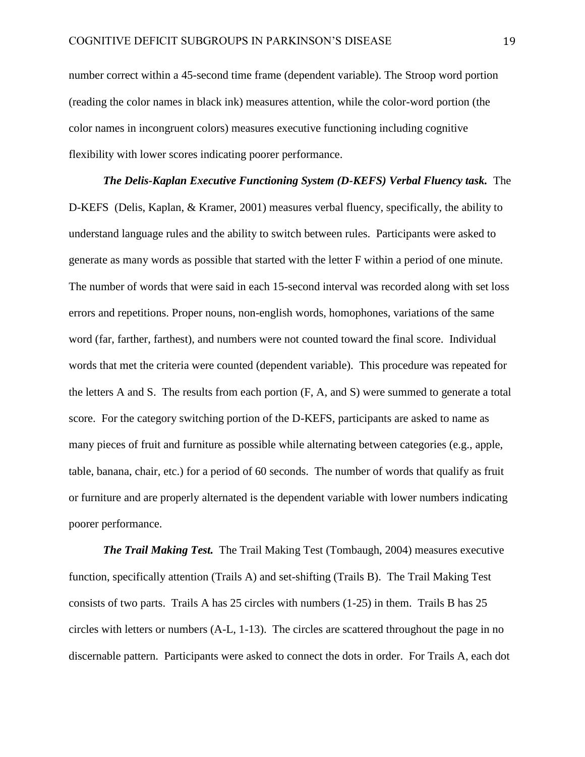number correct within a 45-second time frame (dependent variable). The Stroop word portion (reading the color names in black ink) measures attention, while the color-word portion (the color names in incongruent colors) measures executive functioning including cognitive flexibility with lower scores indicating poorer performance.

***The Delis-Kaplan Executive Functioning System (D-KEFS) Verbal Fluency task.*** The D-KEFS (Delis, Kaplan, & Kramer, 2001) measures verbal fluency, specifically, the ability to understand language rules and the ability to switch between rules. Participants were asked to generate as many words as possible that started with the letter F within a period of one minute. The number of words that were said in each 15-second interval was recorded along with set loss errors and repetitions. Proper nouns, non-english words, homophones, variations of the same word (far, farther, farthest), and numbers were not counted toward the final score. Individual words that met the criteria were counted (dependent variable). This procedure was repeated for the letters A and S. The results from each portion (F, A, and S) were summed to generate a total score. For the category switching portion of the D-KEFS, participants are asked to name as many pieces of fruit and furniture as possible while alternating between categories (e.g., apple, table, banana, chair, etc.) for a period of 60 seconds. The number of words that qualify as fruit or furniture and are properly alternated is the dependent variable with lower numbers indicating poorer performance.

***The Trail Making Test.*** The Trail Making Test (Tombaugh, 2004) measures executive function, specifically attention (Trails A) and set-shifting (Trails B). The Trail Making Test consists of two parts. Trails A has 25 circles with numbers (1-25) in them. Trails B has 25 circles with letters or numbers (A-L, 1-13). The circles are scattered throughout the page in no discernable pattern. Participants were asked to connect the dots in order. For Trails A, each dot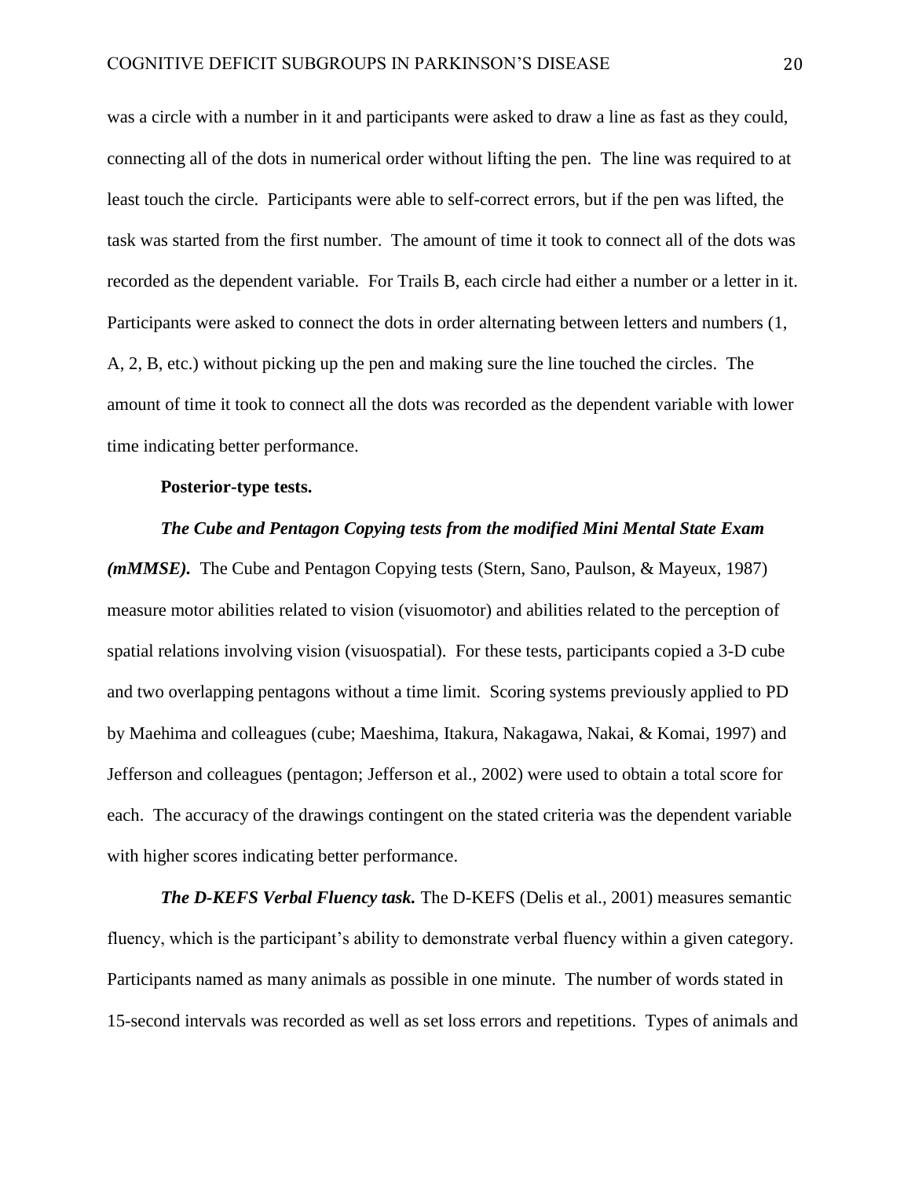was a circle with a number in it and participants were asked to draw a line as fast as they could, connecting all of the dots in numerical order without lifting the pen. The line was required to at least touch the circle. Participants were able to self-correct errors, but if the pen was lifted, the task was started from the first number. The amount of time it took to connect all of the dots was recorded as the dependent variable. For Trails B, each circle had either a number or a letter in it. Participants were asked to connect the dots in order alternating between letters and numbers (1, A, 2, B, etc.) without picking up the pen and making sure the line touched the circles. The amount of time it took to connect all the dots was recorded as the dependent variable with lower time indicating better performance.

**Posterior-type tests.**

***The Cube and Pentagon Copying tests from the modified Mini Mental State Exam (mMMSE).*** The Cube and Pentagon Copying tests (Stern, Sano, Paulson, & Mayeux, 1987) measure motor abilities related to vision (visuomotor) and abilities related to the perception of spatial relations involving vision (visuospatial). For these tests, participants copied a 3-D cube and two overlapping pentagons without a time limit. Scoring systems previously applied to PD by Maehima and colleagues (cube; Maeshima, Itakura, Nakagawa, Nakai, & Komai, 1997) and Jefferson and colleagues (pentagon; Jefferson et al., 2002) were used to obtain a total score for each. The accuracy of the drawings contingent on the stated criteria was the dependent variable with higher scores indicating better performance.

***The D-KEFS Verbal Fluency task.*** The D-KEFS (Delis et al., 2001) measures semantic fluency, which is the participant's ability to demonstrate verbal fluency within a given category. Participants named as many animals as possible in one minute. The number of words stated in 15-second intervals was recorded as well as set loss errors and repetitions. Types of animals and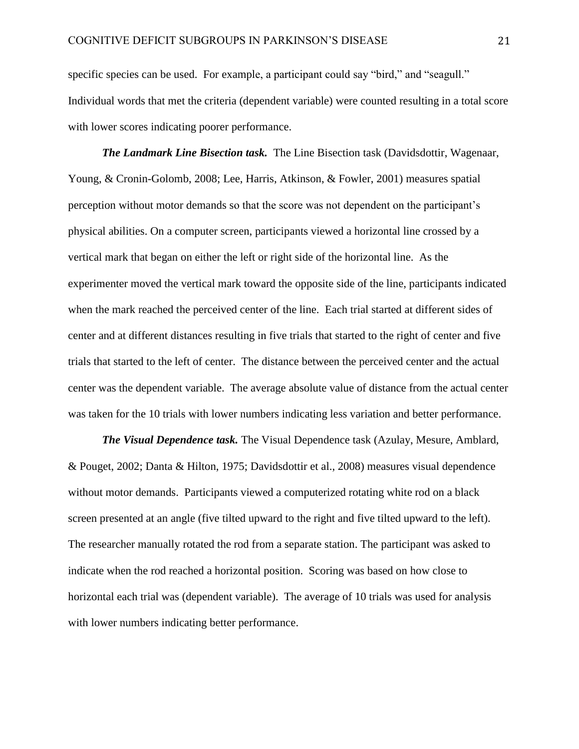specific species can be used. For example, a participant could say "bird," and "seagull." Individual words that met the criteria (dependent variable) were counted resulting in a total score with lower scores indicating poorer performance.

***The Landmark Line Bisection task.*** The Line Bisection task (Davidsdottir, Wagenaar, Young, & Cronin-Golomb, 2008; Lee, Harris, Atkinson, & Fowler, 2001) measures spatial perception without motor demands so that the score was not dependent on the participant's physical abilities. On a computer screen, participants viewed a horizontal line crossed by a vertical mark that began on either the left or right side of the horizontal line. As the experimenter moved the vertical mark toward the opposite side of the line, participants indicated when the mark reached the perceived center of the line. Each trial started at different sides of center and at different distances resulting in five trials that started to the right of center and five trials that started to the left of center. The distance between the perceived center and the actual center was the dependent variable. The average absolute value of distance from the actual center was taken for the 10 trials with lower numbers indicating less variation and better performance.

***The Visual Dependence task.*** The Visual Dependence task (Azulay, Mesure, Amblard, & Pouget, 2002; Danta & Hilton, 1975; Davidsdottir et al., 2008) measures visual dependence without motor demands. Participants viewed a computerized rotating white rod on a black screen presented at an angle (five tilted upward to the right and five tilted upward to the left). The researcher manually rotated the rod from a separate station. The participant was asked to indicate when the rod reached a horizontal position. Scoring was based on how close to horizontal each trial was (dependent variable). The average of 10 trials was used for analysis with lower numbers indicating better performance.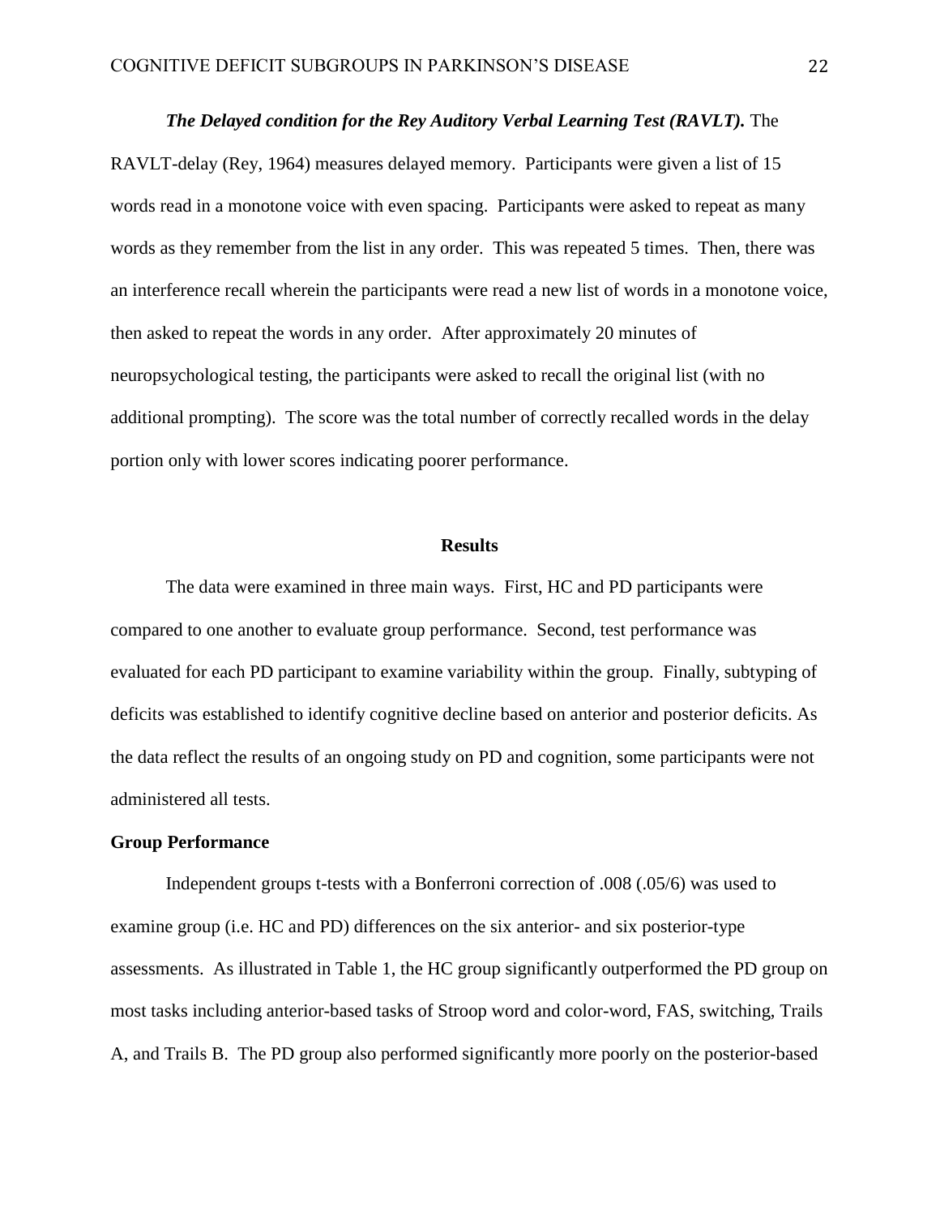***The Delayed condition for the Rey Auditory Verbal Learning Test (RAVLT).*** The RAVLT-delay (Rey, 1964) measures delayed memory. Participants were given a list of 15 words read in a monotone voice with even spacing. Participants were asked to repeat as many words as they remember from the list in any order. This was repeated 5 times. Then, there was an interference recall wherein the participants were read a new list of words in a monotone voice, then asked to repeat the words in any order. After approximately 20 minutes of neuropsychological testing, the participants were asked to recall the original list (with no additional prompting). The score was the total number of correctly recalled words in the delay portion only with lower scores indicating poorer performance.

## Results

The data were examined in three main ways. First, HC and PD participants were compared to one another to evaluate group performance. Second, test performance was evaluated for each PD participant to examine variability within the group. Finally, subtyping of deficits was established to identify cognitive decline based on anterior and posterior deficits. As the data reflect the results of an ongoing study on PD and cognition, some participants were not administered all tests.

### Group Performance

Independent groups t-tests with a Bonferroni correction of .008 (.05/6) was used to examine group (i.e. HC and PD) differences on the six anterior- and six posterior-type assessments. As illustrated in Table 1, the HC group significantly outperformed the PD group on most tasks including anterior-based tasks of Stroop word and color-word, FAS, switching, Trails A, and Trails B. The PD group also performed significantly more poorly on the posterior-based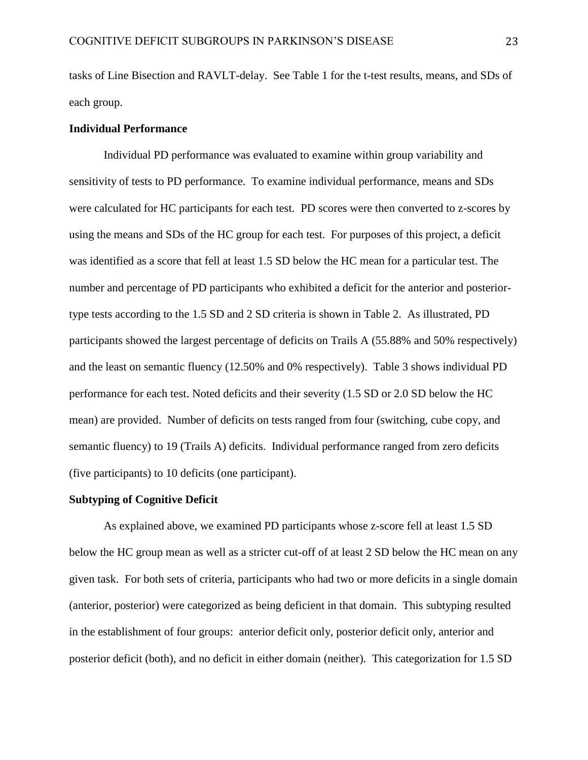tasks of Line Bisection and RAVLT-delay. See Table 1 for the t-test results, means, and SDs of each group.

**Individual Performance**

Individual PD performance was evaluated to examine within group variability and sensitivity of tests to PD performance. To examine individual performance, means and SDs were calculated for HC participants for each test. PD scores were then converted to z-scores by using the means and SDs of the HC group for each test. For purposes of this project, a deficit was identified as a score that fell at least 1.5 SD below the HC mean for a particular test. The number and percentage of PD participants who exhibited a deficit for the anterior and posterior-type tests according to the 1.5 SD and 2 SD criteria is shown in Table 2. As illustrated, PD participants showed the largest percentage of deficits on Trails A (55.88% and 50% respectively) and the least on semantic fluency (12.50% and 0% respectively). Table 3 shows individual PD performance for each test. Noted deficits and their severity (1.5 SD or 2.0 SD below the HC mean) are provided. Number of deficits on tests ranged from four (switching, cube copy, and semantic fluency) to 19 (Trails A) deficits. Individual performance ranged from zero deficits (five participants) to 10 deficits (one participant).

**Subtyping of Cognitive Deficit**

As explained above, we examined PD participants whose z-score fell at least 1.5 SD below the HC group mean as well as a stricter cut-off of at least 2 SD below the HC mean on any given task. For both sets of criteria, participants who had two or more deficits in a single domain (anterior, posterior) were categorized as being deficient in that domain. This subtyping resulted in the establishment of four groups: anterior deficit only, posterior deficit only, anterior and posterior deficit (both), and no deficit in either domain (neither). This categorization for 1.5 SD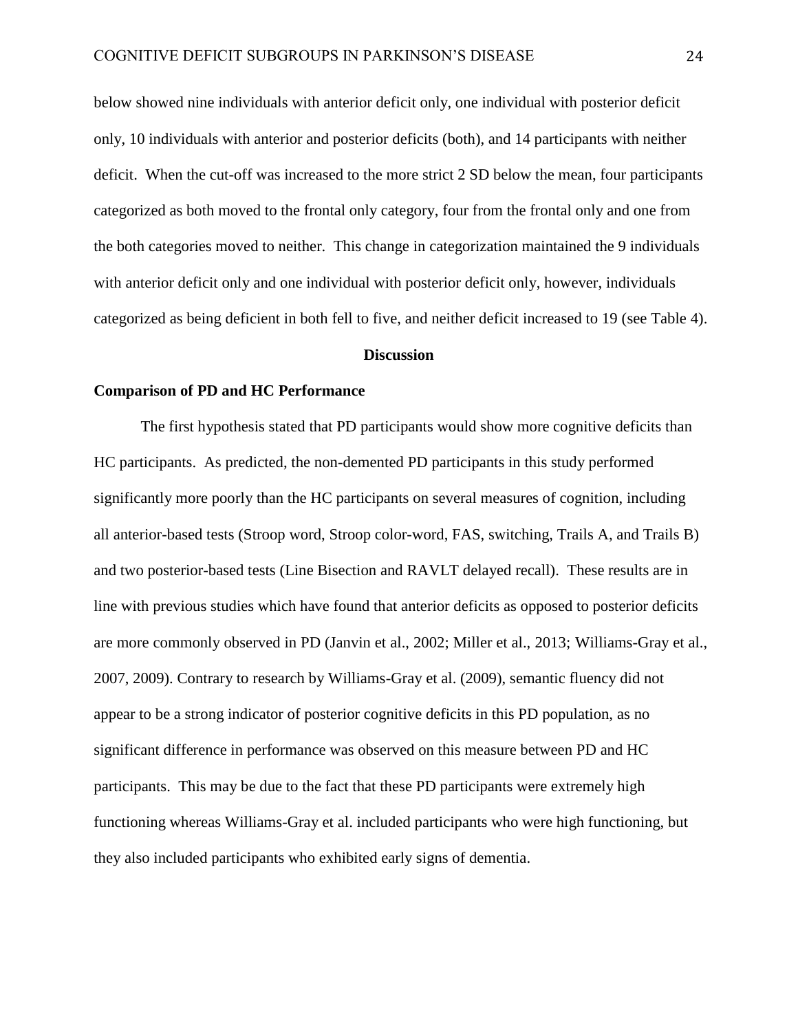below showed nine individuals with anterior deficit only, one individual with posterior deficit only, 10 individuals with anterior and posterior deficits (both), and 14 participants with neither deficit. When the cut-off was increased to the more strict 2 SD below the mean, four participants categorized as both moved to the frontal only category, four from the frontal only and one from the both categories moved to neither. This change in categorization maintained the 9 individuals with anterior deficit only and one individual with posterior deficit only, however, individuals categorized as being deficient in both fell to five, and neither deficit increased to 19 (see Table 4).

## Discussion

### Comparison of PD and HC Performance

The first hypothesis stated that PD participants would show more cognitive deficits than HC participants. As predicted, the non-demented PD participants in this study performed significantly more poorly than the HC participants on several measures of cognition, including all anterior-based tests (Stroop word, Stroop color-word, FAS, switching, Trails A, and Trails B) and two posterior-based tests (Line Bisection and RAVLT delayed recall). These results are in line with previous studies which have found that anterior deficits as opposed to posterior deficits are more commonly observed in PD (Janvin et al., 2002; Miller et al., 2013; Williams-Gray et al., 2007, 2009). Contrary to research by Williams-Gray et al. (2009), semantic fluency did not appear to be a strong indicator of posterior cognitive deficits in this PD population, as no significant difference in performance was observed on this measure between PD and HC participants. This may be due to the fact that these PD participants were extremely high functioning whereas Williams-Gray et al. included participants who were high functioning, but they also included participants who exhibited early signs of dementia.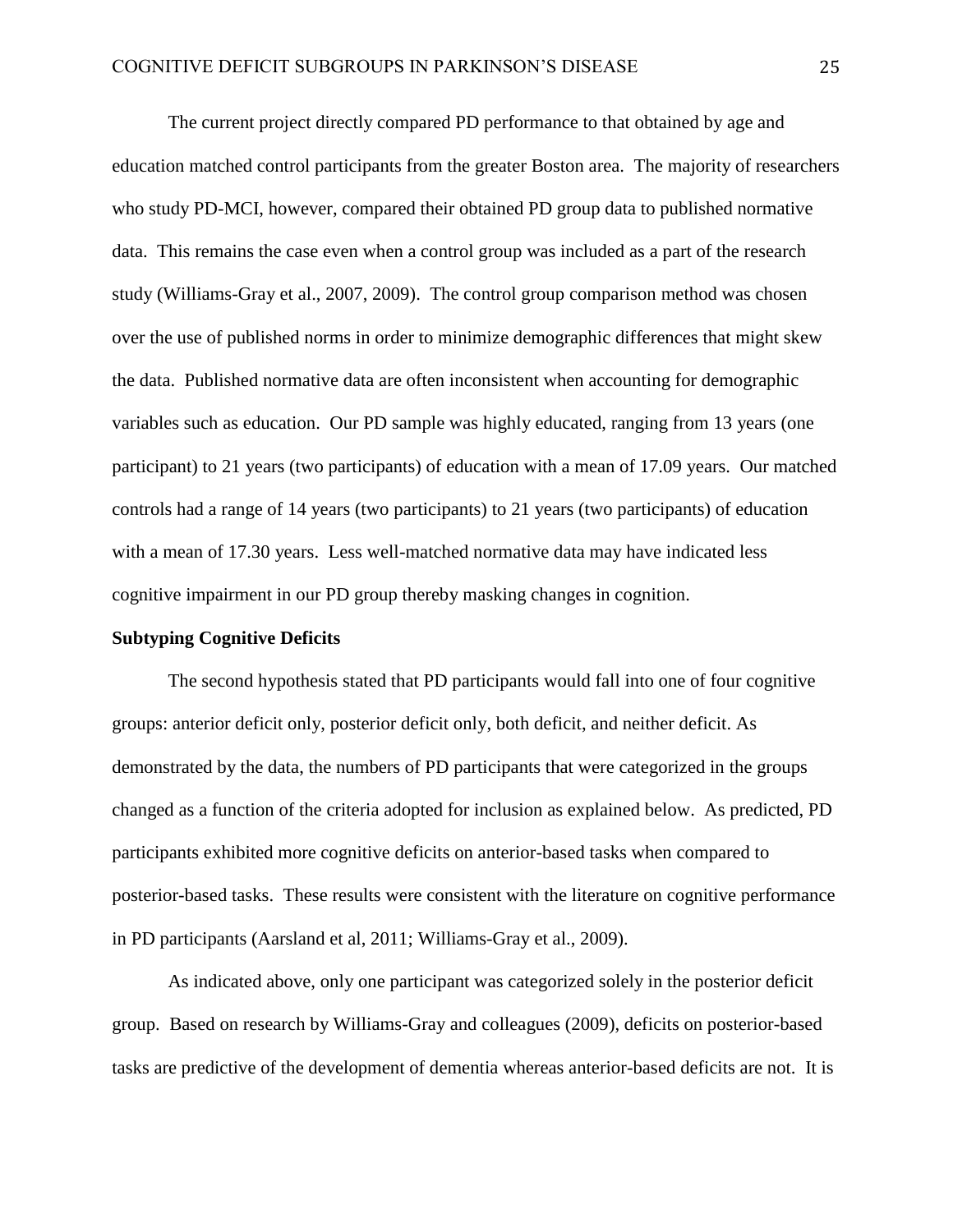The current project directly compared PD performance to that obtained by age and education matched control participants from the greater Boston area. The majority of researchers who study PD-MCI, however, compared their obtained PD group data to published normative data. This remains the case even when a control group was included as a part of the research study (Williams-Gray et al., 2007, 2009). The control group comparison method was chosen over the use of published norms in order to minimize demographic differences that might skew the data. Published normative data are often inconsistent when accounting for demographic variables such as education. Our PD sample was highly educated, ranging from 13 years (one participant) to 21 years (two participants) of education with a mean of 17.09 years. Our matched controls had a range of 14 years (two participants) to 21 years (two participants) of education with a mean of 17.30 years. Less well-matched normative data may have indicated less cognitive impairment in our PD group thereby masking changes in cognition.

**Subtyping Cognitive Deficits**

The second hypothesis stated that PD participants would fall into one of four cognitive groups: anterior deficit only, posterior deficit only, both deficit, and neither deficit. As demonstrated by the data, the numbers of PD participants that were categorized in the groups changed as a function of the criteria adopted for inclusion as explained below. As predicted, PD participants exhibited more cognitive deficits on anterior-based tasks when compared to posterior-based tasks. These results were consistent with the literature on cognitive performance in PD participants (Aarsland et al, 2011; Williams-Gray et al., 2009).

As indicated above, only one participant was categorized solely in the posterior deficit group. Based on research by Williams-Gray and colleagues (2009), deficits on posterior-based tasks are predictive of the development of dementia whereas anterior-based deficits are not. It is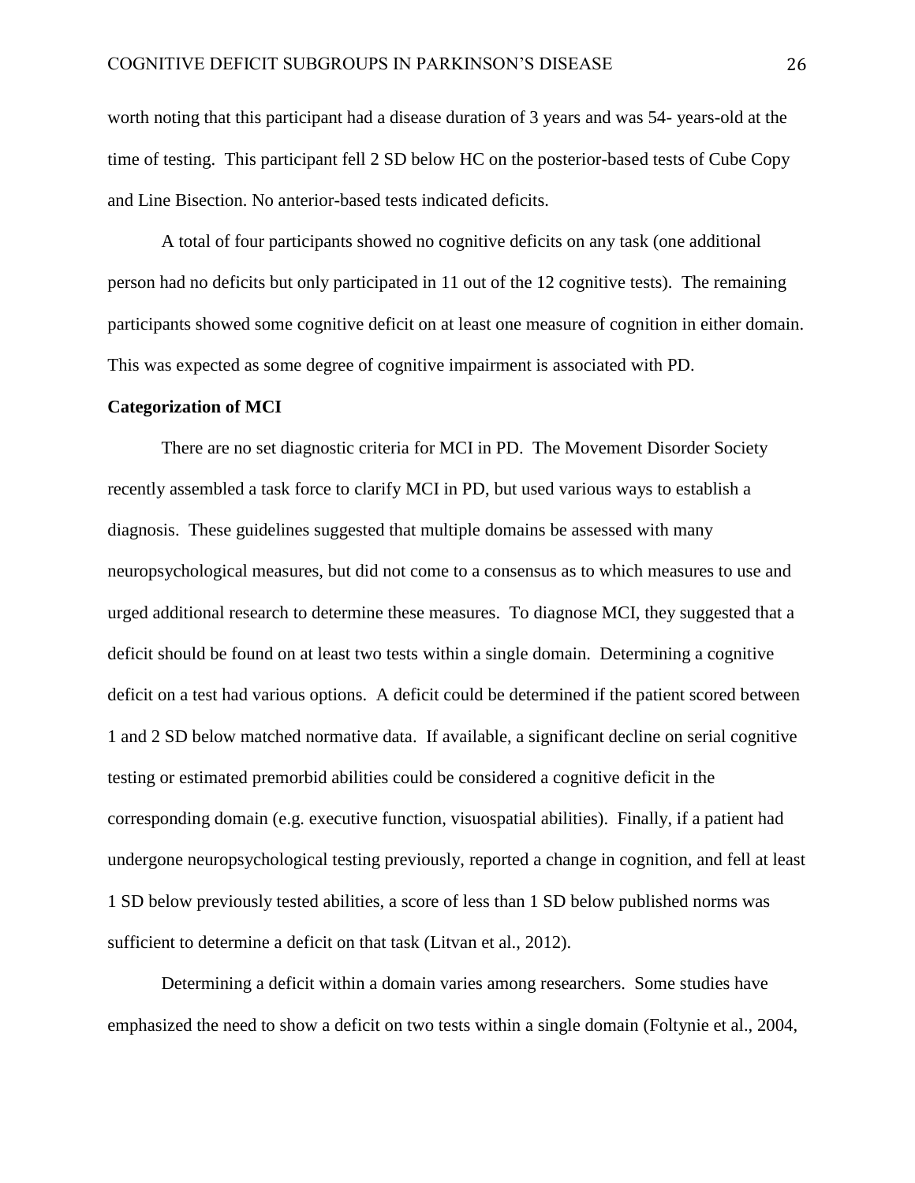worth noting that this participant had a disease duration of 3 years and was 54- years-old at the time of testing. This participant fell 2 SD below HC on the posterior-based tests of Cube Copy and Line Bisection. No anterior-based tests indicated deficits.

A total of four participants showed no cognitive deficits on any task (one additional person had no deficits but only participated in 11 out of the 12 cognitive tests). The remaining participants showed some cognitive deficit on at least one measure of cognition in either domain. This was expected as some degree of cognitive impairment is associated with PD.

**Categorization of MCI**

There are no set diagnostic criteria for MCI in PD. The Movement Disorder Society recently assembled a task force to clarify MCI in PD, but used various ways to establish a diagnosis. These guidelines suggested that multiple domains be assessed with many neuropsychological measures, but did not come to a consensus as to which measures to use and urged additional research to determine these measures. To diagnose MCI, they suggested that a deficit should be found on at least two tests within a single domain. Determining a cognitive deficit on a test had various options. A deficit could be determined if the patient scored between 1 and 2 SD below matched normative data. If available, a significant decline on serial cognitive testing or estimated premorbid abilities could be considered a cognitive deficit in the corresponding domain (e.g. executive function, visuospatial abilities). Finally, if a patient had undergone neuropsychological testing previously, reported a change in cognition, and fell at least 1 SD below previously tested abilities, a score of less than 1 SD below published norms was sufficient to determine a deficit on that task (Litvan et al., 2012).

Determining a deficit within a domain varies among researchers. Some studies have emphasized the need to show a deficit on two tests within a single domain (Foltynie et al., 2004,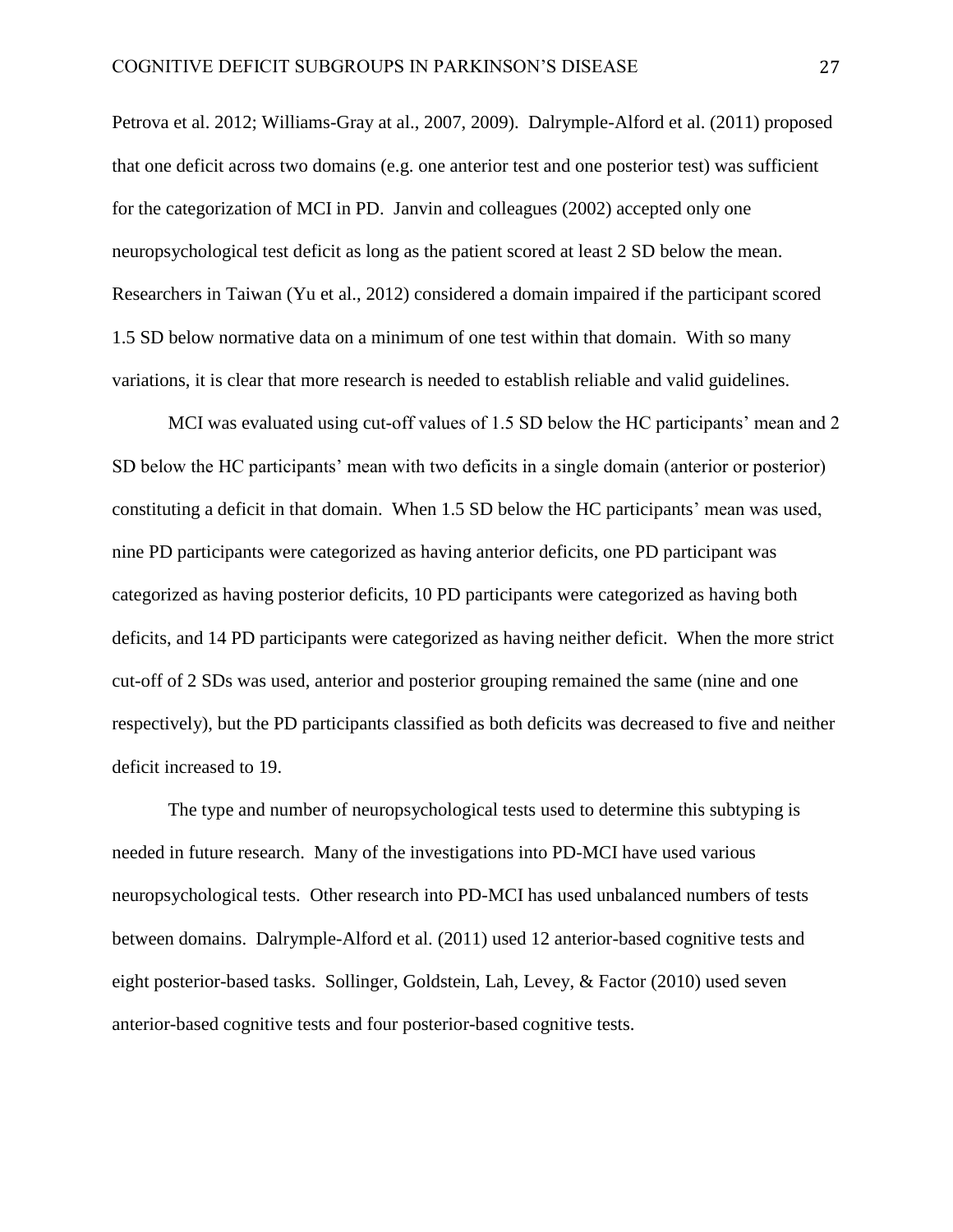Petrova et al. 2012; Williams-Gray at al., 2007, 2009). Dalrymple-Alford et al. (2011) proposed that one deficit across two domains (e.g. one anterior test and one posterior test) was sufficient for the categorization of MCI in PD. Janvin and colleagues (2002) accepted only one neuropsychological test deficit as long as the patient scored at least 2 SD below the mean. Researchers in Taiwan (Yu et al., 2012) considered a domain impaired if the participant scored 1.5 SD below normative data on a minimum of one test within that domain. With so many variations, it is clear that more research is needed to establish reliable and valid guidelines.

MCI was evaluated using cut-off values of 1.5 SD below the HC participants' mean and 2 SD below the HC participants' mean with two deficits in a single domain (anterior or posterior) constituting a deficit in that domain. When 1.5 SD below the HC participants' mean was used, nine PD participants were categorized as having anterior deficits, one PD participant was categorized as having posterior deficits, 10 PD participants were categorized as having both deficits, and 14 PD participants were categorized as having neither deficit. When the more strict cut-off of 2 SDs was used, anterior and posterior grouping remained the same (nine and one respectively), but the PD participants classified as both deficits was decreased to five and neither deficit increased to 19.

The type and number of neuropsychological tests used to determine this subtyping is needed in future research. Many of the investigations into PD-MCI have used various neuropsychological tests. Other research into PD-MCI has used unbalanced numbers of tests between domains. Dalrymple-Alford et al. (2011) used 12 anterior-based cognitive tests and eight posterior-based tasks. Sollinger, Goldstein, Lah, Levey, & Factor (2010) used seven anterior-based cognitive tests and four posterior-based cognitive tests.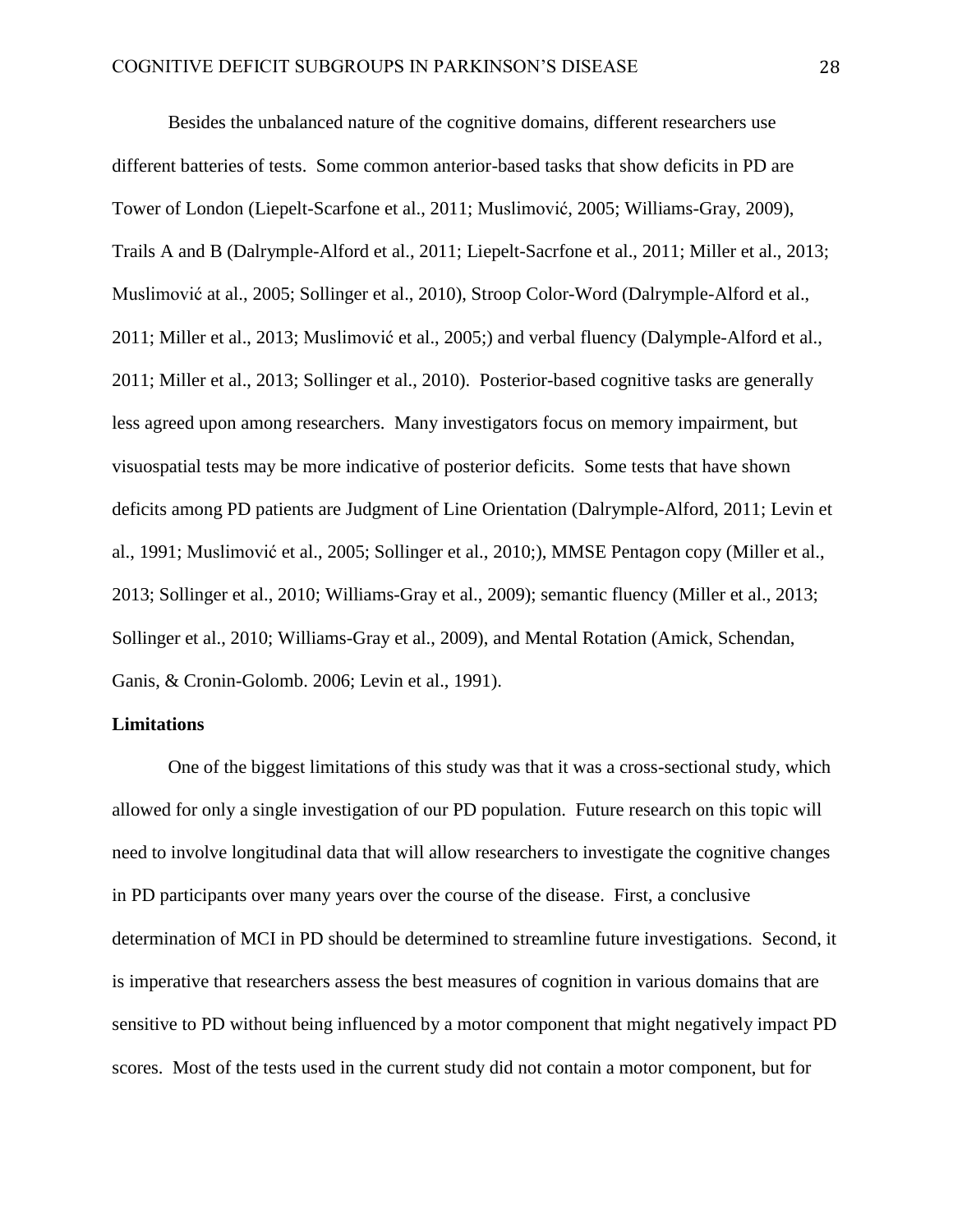Besides the unbalanced nature of the cognitive domains, different researchers use different batteries of tests. Some common anterior-based tasks that show deficits in PD are Tower of London (Liepelt-Scarfone et al., 2011; Muslimović, 2005; Williams-Gray, 2009), Trails A and B (Dalrymple-Alford et al., 2011; Liepelt-Sacrfone et al., 2011; Miller et al., 2013; Muslimović at al., 2005; Sollinger et al., 2010), Stroop Color-Word (Dalrymple-Alford et al., 2011; Miller et al., 2013; Muslimović et al., 2005;) and verbal fluency (Dalymple-Alford et al., 2011; Miller et al., 2013; Sollinger et al., 2010). Posterior-based cognitive tasks are generally less agreed upon among researchers. Many investigators focus on memory impairment, but visuospatial tests may be more indicative of posterior deficits. Some tests that have shown deficits among PD patients are Judgment of Line Orientation (Dalrymple-Alford, 2011; Levin et al., 1991; Muslimović et al., 2005; Sollinger et al., 2010;), MMSE Pentagon copy (Miller et al., 2013; Sollinger et al., 2010; Williams-Gray et al., 2009); semantic fluency (Miller et al., 2013; Sollinger et al., 2010; Williams-Gray et al., 2009), and Mental Rotation (Amick, Schendan, Ganis, & Cronin-Golomb. 2006; Levin et al., 1991).

**Limitations**

One of the biggest limitations of this study was that it was a cross-sectional study, which allowed for only a single investigation of our PD population. Future research on this topic will need to involve longitudinal data that will allow researchers to investigate the cognitive changes in PD participants over many years over the course of the disease. First, a conclusive determination of MCI in PD should be determined to streamline future investigations. Second, it is imperative that researchers assess the best measures of cognition in various domains that are sensitive to PD without being influenced by a motor component that might negatively impact PD scores. Most of the tests used in the current study did not contain a motor component, but for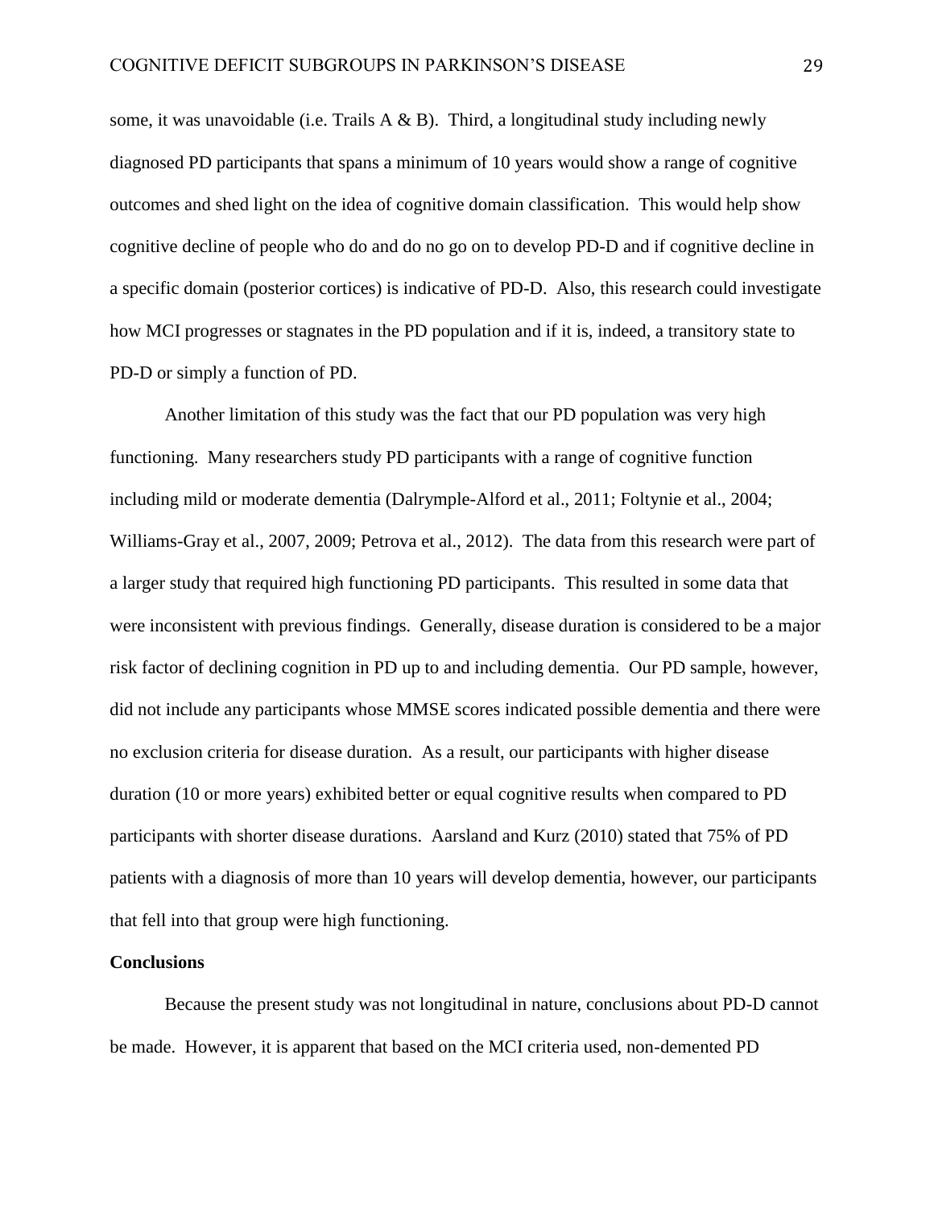some, it was unavoidable (i.e. Trails A & B). Third, a longitudinal study including newly diagnosed PD participants that spans a minimum of 10 years would show a range of cognitive outcomes and shed light on the idea of cognitive domain classification. This would help show cognitive decline of people who do and do no go on to develop PD-D and if cognitive decline in a specific domain (posterior cortices) is indicative of PD-D. Also, this research could investigate how MCI progresses or stagnates in the PD population and if it is, indeed, a transitory state to PD-D or simply a function of PD.

Another limitation of this study was the fact that our PD population was very high functioning. Many researchers study PD participants with a range of cognitive function including mild or moderate dementia (Dalrymple-Alford et al., 2011; Foltynie et al., 2004; Williams-Gray et al., 2007, 2009; Petrova et al., 2012). The data from this research were part of a larger study that required high functioning PD participants. This resulted in some data that were inconsistent with previous findings. Generally, disease duration is considered to be a major risk factor of declining cognition in PD up to and including dementia. Our PD sample, however, did not include any participants whose MMSE scores indicated possible dementia and there were no exclusion criteria for disease duration. As a result, our participants with higher disease duration (10 or more years) exhibited better or equal cognitive results when compared to PD participants with shorter disease durations. Aarsland and Kurz (2010) stated that 75% of PD patients with a diagnosis of more than 10 years will develop dementia, however, our participants that fell into that group were high functioning.

## Conclusions

Because the present study was not longitudinal in nature, conclusions about PD-D cannot be made. However, it is apparent that based on the MCI criteria used, non-demented PD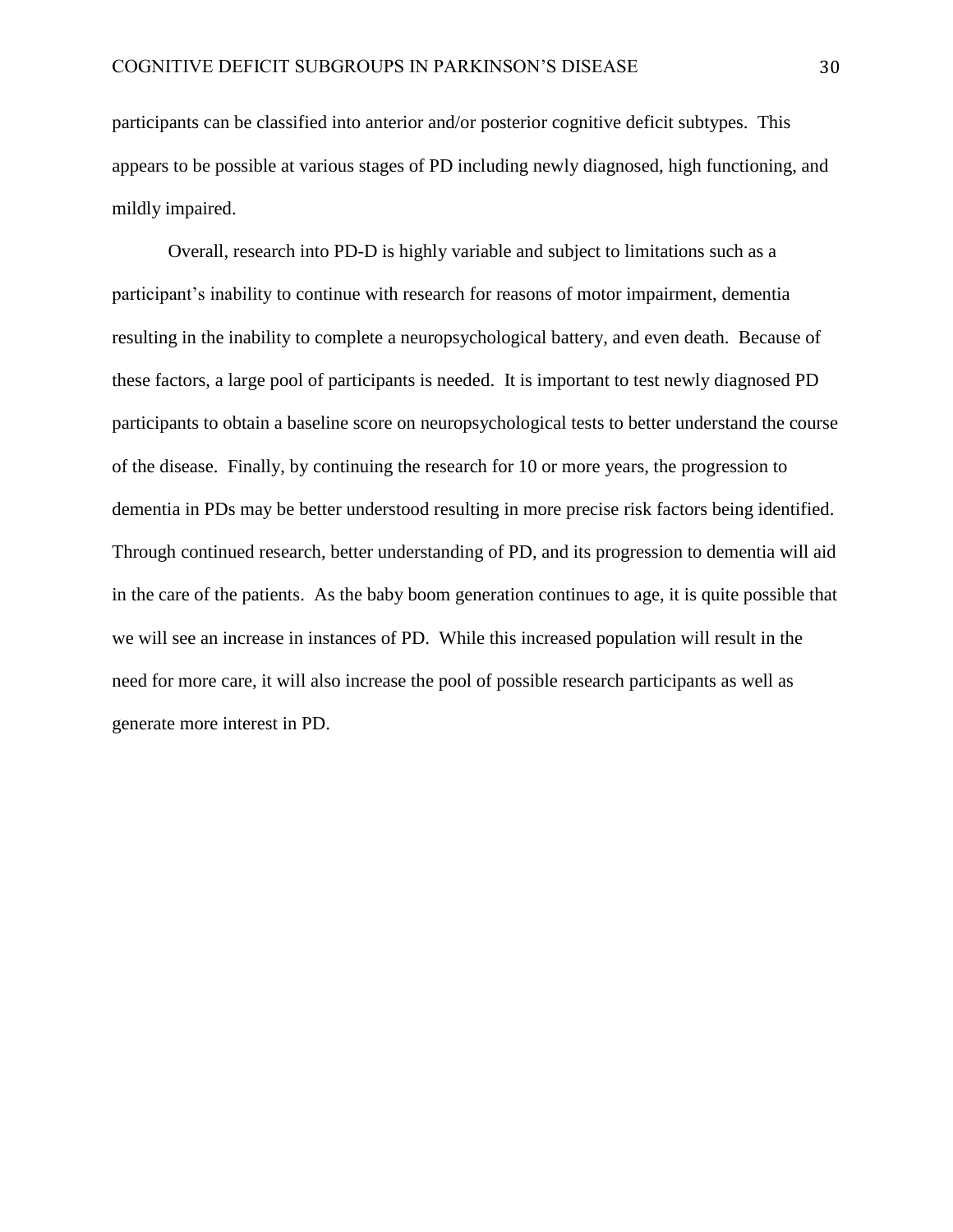participants can be classified into anterior and/or posterior cognitive deficit subtypes. This appears to be possible at various stages of PD including newly diagnosed, high functioning, and mildly impaired.

Overall, research into PD-D is highly variable and subject to limitations such as a participant's inability to continue with research for reasons of motor impairment, dementia resulting in the inability to complete a neuropsychological battery, and even death. Because of these factors, a large pool of participants is needed. It is important to test newly diagnosed PD participants to obtain a baseline score on neuropsychological tests to better understand the course of the disease. Finally, by continuing the research for 10 or more years, the progression to dementia in PDs may be better understood resulting in more precise risk factors being identified. Through continued research, better understanding of PD, and its progression to dementia will aid in the care of the patients. As the baby boom generation continues to age, it is quite possible that we will see an increase in instances of PD. While this increased population will result in the need for more care, it will also increase the pool of possible research participants as well as generate more interest in PD.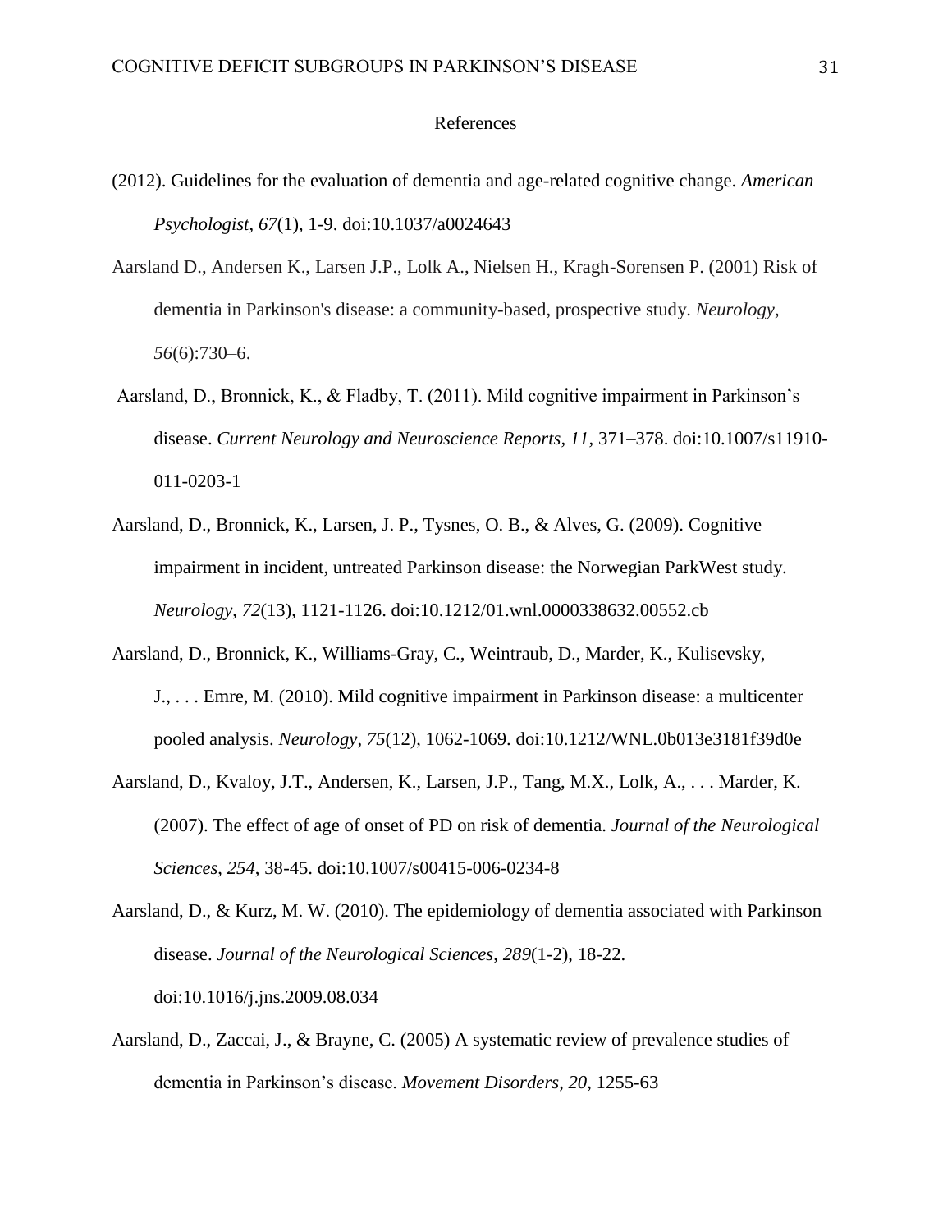# References

(2012). Guidelines for the evaluation of dementia and age-related cognitive change. *American Psychologist*, *67*(1), 1-9. doi:10.1037/a0024643

Aarsland D., Andersen K., Larsen J.P., Lolk A., Nielsen H., Kragh-Sorensen P. (2001) Risk of dementia in Parkinson's disease: a community-based, prospective study. *Neurology*, *56*(6):730–6.

Aarsland, D., Bronnick, K., & Fladby, T. (2011). Mild cognitive impairment in Parkinson's disease. *Current Neurology and Neuroscience Reports*, *11*, 371–378. doi:10.1007/s11910-011-0203-1

Aarsland, D., Bronnick, K., Larsen, J. P., Tysnes, O. B., & Alves, G. (2009). Cognitive impairment in incident, untreated Parkinson disease: the Norwegian ParkWest study. *Neurology*, *72*(13), 1121-1126. doi:10.1212/01.wnl.0000338632.00552.cb

Aarsland, D., Bronnick, K., Williams-Gray, C., Weintraub, D., Marder, K., Kulisevsky, J., . . . Emre, M. (2010). Mild cognitive impairment in Parkinson disease: a multicenter pooled analysis. *Neurology*, *75*(12), 1062-1069. doi:10.1212/WNL.0b013e3181f39d0e

Aarsland, D., Kvaloy, J.T., Andersen, K., Larsen, J.P., Tang, M.X., Lolk, A., . . . Marder, K. (2007). The effect of age of onset of PD on risk of dementia. *Journal of the Neurological Sciences*, *254*, 38-45. doi:10.1007/s00415-006-0234-8

Aarsland, D., & Kurz, M. W. (2010). The epidemiology of dementia associated with Parkinson disease. *Journal of the Neurological Sciences*, *289*(1-2), 18-22. doi:10.1016/j.jns.2009.08.034

Aarsland, D., Zaccai, J., & Brayne, C. (2005) A systematic review of prevalence studies of dementia in Parkinson's disease. *Movement Disorders*, *20*, 1255-63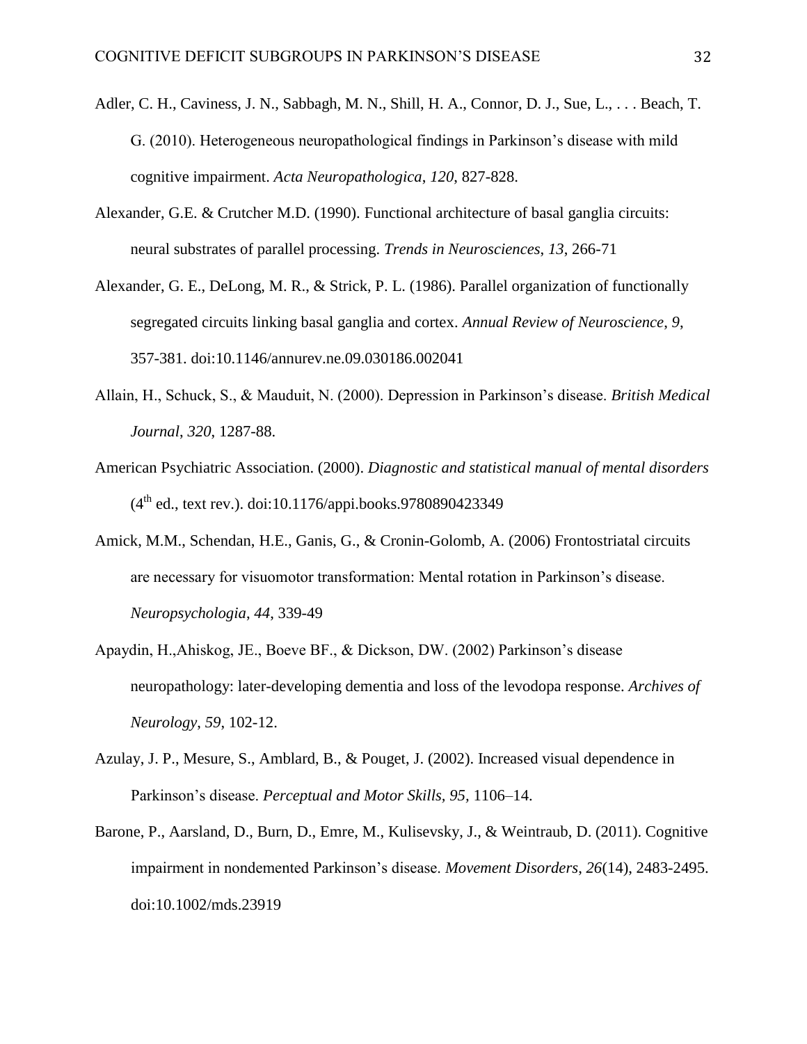Adler, C. H., Caviness, J. N., Sabbagh, M. N., Shill, H. A., Connor, D. J., Sue, L., . . . Beach, T. G. (2010). Heterogeneous neuropathological findings in Parkinson's disease with mild cognitive impairment. *Acta Neuropathologica*, *120*, 827-828.

Alexander, G.E. & Crutcher M.D. (1990). Functional architecture of basal ganglia circuits: neural substrates of parallel processing. *Trends in Neurosciences*, *13*, 266-71

Alexander, G. E., DeLong, M. R., & Strick, P. L. (1986). Parallel organization of functionally segregated circuits linking basal ganglia and cortex. *Annual Review of Neuroscience*, *9*, 357-381. doi:10.1146/annurev.ne.09.030186.002041

Allain, H., Schuck, S., & Mauduit, N. (2000). Depression in Parkinson's disease. *British Medical Journal*, *320*, 1287-88.

American Psychiatric Association. (2000). *Diagnostic and statistical manual of mental disorders* (4th ed., text rev.). doi:10.1176/appi.books.9780890423349

Amick, M.M., Schendan, H.E., Ganis, G., & Cronin-Golomb, A. (2006) Frontostriatal circuits are necessary for visuomotor transformation: Mental rotation in Parkinson's disease. *Neuropsychologia*, *44*, 339-49

Apaydin, H.,Ahiskog, JE., Boeve BF., & Dickson, DW. (2002) Parkinson's disease neuropathology: later-developing dementia and loss of the levodopa response. *Archives of Neurology*, *59*, 102-12.

Azulay, J. P., Mesure, S., Amblard, B., & Pouget, J. (2002). Increased visual dependence in Parkinson's disease. *Perceptual and Motor Skills, 95*, 1106–14.

Barone, P., Aarsland, D., Burn, D., Emre, M., Kulisevsky, J., & Weintraub, D. (2011). Cognitive impairment in nondemented Parkinson's disease. *Movement Disorders*, *26*(14), 2483-2495. doi:10.1002/mds.23919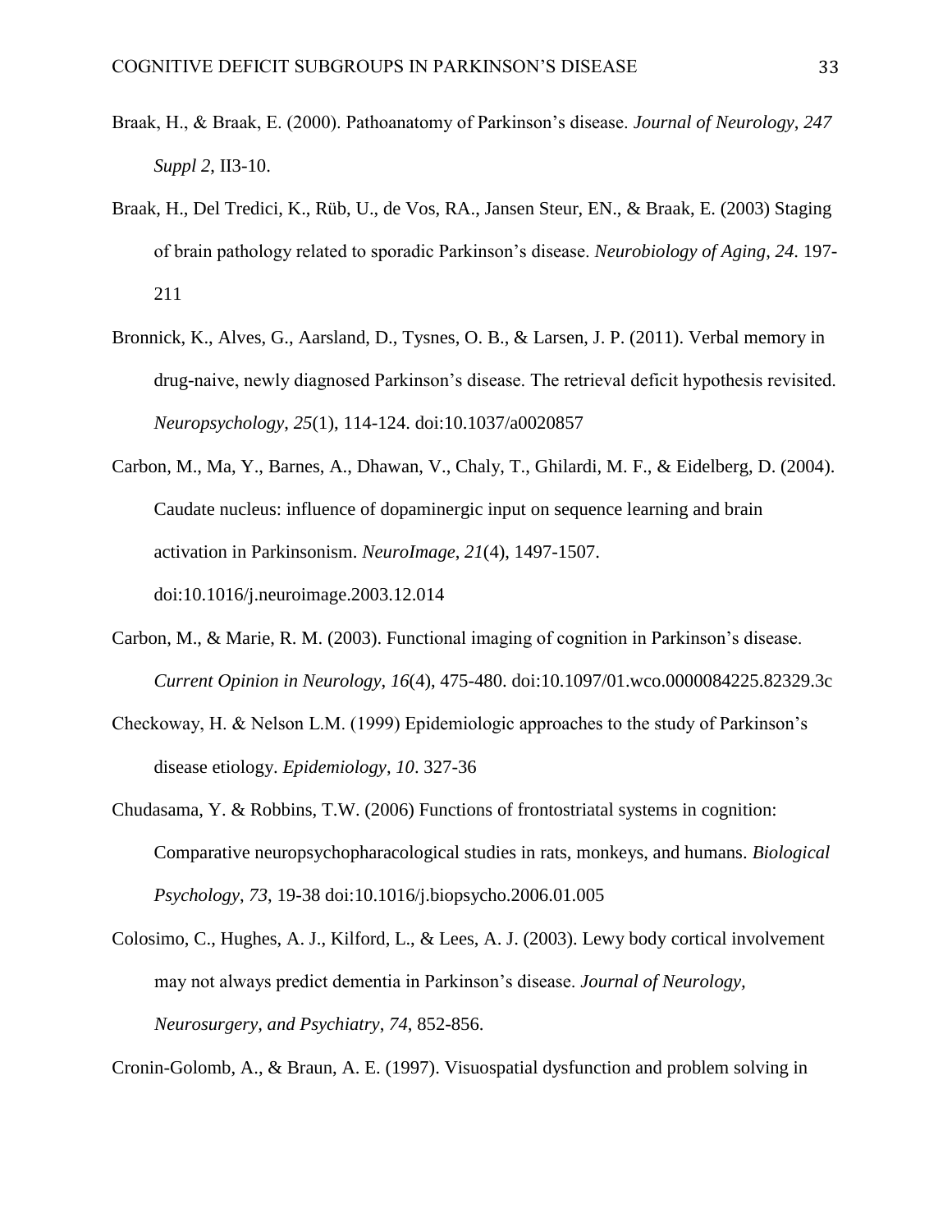Braak, H., & Braak, E. (2000). Pathoanatomy of Parkinson's disease. *Journal of Neurology*, *247 Suppl 2*, II3-10.

Braak, H., Del Tredici, K., Rüb, U., de Vos, RA., Jansen Steur, EN., & Braak, E. (2003) Staging of brain pathology related to sporadic Parkinson's disease. *Neurobiology of Aging*, *24*. 197-211

Bronnick, K., Alves, G., Aarsland, D., Tysnes, O. B., & Larsen, J. P. (2011). Verbal memory in drug-naive, newly diagnosed Parkinson's disease. The retrieval deficit hypothesis revisited. *Neuropsychology*, *25*(1), 114-124. doi:10.1037/a0020857

Carbon, M., Ma, Y., Barnes, A., Dhawan, V., Chaly, T., Ghilardi, M. F., & Eidelberg, D. (2004). Caudate nucleus: influence of dopaminergic input on sequence learning and brain activation in Parkinsonism. *NeuroImage*, *21*(4), 1497-1507. doi:10.1016/j.neuroimage.2003.12.014

Carbon, M., & Marie, R. M. (2003). Functional imaging of cognition in Parkinson's disease. *Current Opinion in Neurology*, *16*(4), 475-480. doi:10.1097/01.wco.0000084225.82329.3c

Checkoway, H. & Nelson L.M. (1999) Epidemiologic approaches to the study of Parkinson's disease etiology. *Epidemiology*, *10*. 327-36

Chudasama, Y. & Robbins, T.W. (2006) Functions of frontostriatal systems in cognition: Comparative neuropsychopharacological studies in rats, monkeys, and humans. *Biological Psychology*, *73*, 19-38 doi:10.1016/j.biopsycho.2006.01.005

Colosimo, C., Hughes, A. J., Kilford, L., & Lees, A. J. (2003). Lewy body cortical involvement may not always predict dementia in Parkinson's disease. *Journal of Neurology, Neurosurgery, and Psychiatry*, *74*, 852-856.

Cronin-Golomb, A., & Braun, A. E. (1997). Visuospatial dysfunction and problem solving in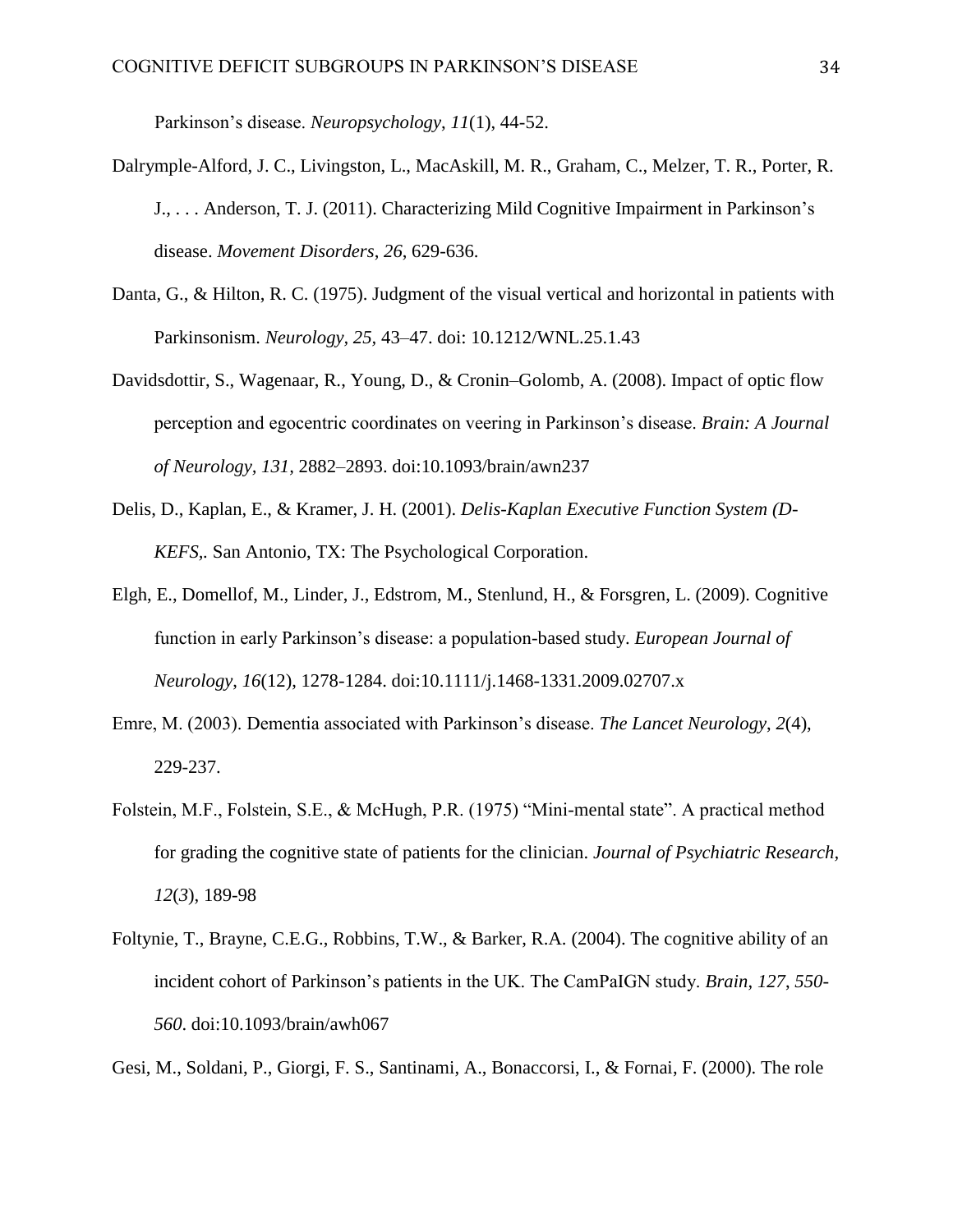Parkinson's disease. *Neuropsychology, 11*(1), 44-52.

Dalrymple-Alford, J. C., Livingston, L., MacAskill, M. R., Graham, C., Melzer, T. R., Porter, R. J., . . . Anderson, T. J. (2011). Characterizing Mild Cognitive Impairment in Parkinson's disease. *Movement Disorders*, *26*, 629-636.

Danta, G., & Hilton, R. C. (1975). Judgment of the visual vertical and horizontal in patients with Parkinsonism. *Neurology, 25*, 43–47. doi: 10.1212/WNL.25.1.43

Davidsdottir, S., Wagenaar, R., Young, D., & Cronin–Golomb, A. (2008). Impact of optic flow perception and egocentric coordinates on veering in Parkinson's disease. *Brain: A Journal of Neurology, 131,* 2882–2893. doi:10.1093/brain/awn237

Delis, D., Kaplan, E., & Kramer, J. H. (2001). *Delis-Kaplan Executive Function System (D-KEFS,.* San Antonio, TX: The Psychological Corporation.

Elgh, E., Domellof, M., Linder, J., Edstrom, M., Stenlund, H., & Forsgren, L. (2009). Cognitive function in early Parkinson's disease: a population-based study. *European Journal of Neurology*, *16*(12), 1278-1284. doi:10.1111/j.1468-1331.2009.02707.x

Emre, M. (2003). Dementia associated with Parkinson's disease. *The Lancet Neurology*, *2*(4), 229-237.

Folstein, M.F., Folstein, S.E., & McHugh, P.R. (1975) "Mini-mental state". A practical method for grading the cognitive state of patients for the clinician. *Journal of Psychiatric Research*, *12*(*3*), 189-98

Foltynie, T., Brayne, C.E.G., Robbins, T.W., & Barker, R.A. (2004). The cognitive ability of an incident cohort of Parkinson's patients in the UK. The CamPaIGN study. *Brain*, *127*, *550-560*. doi:10.1093/brain/awh067

Gesi, M., Soldani, P., Giorgi, F. S., Santinami, A., Bonaccorsi, I., & Fornai, F. (2000). The role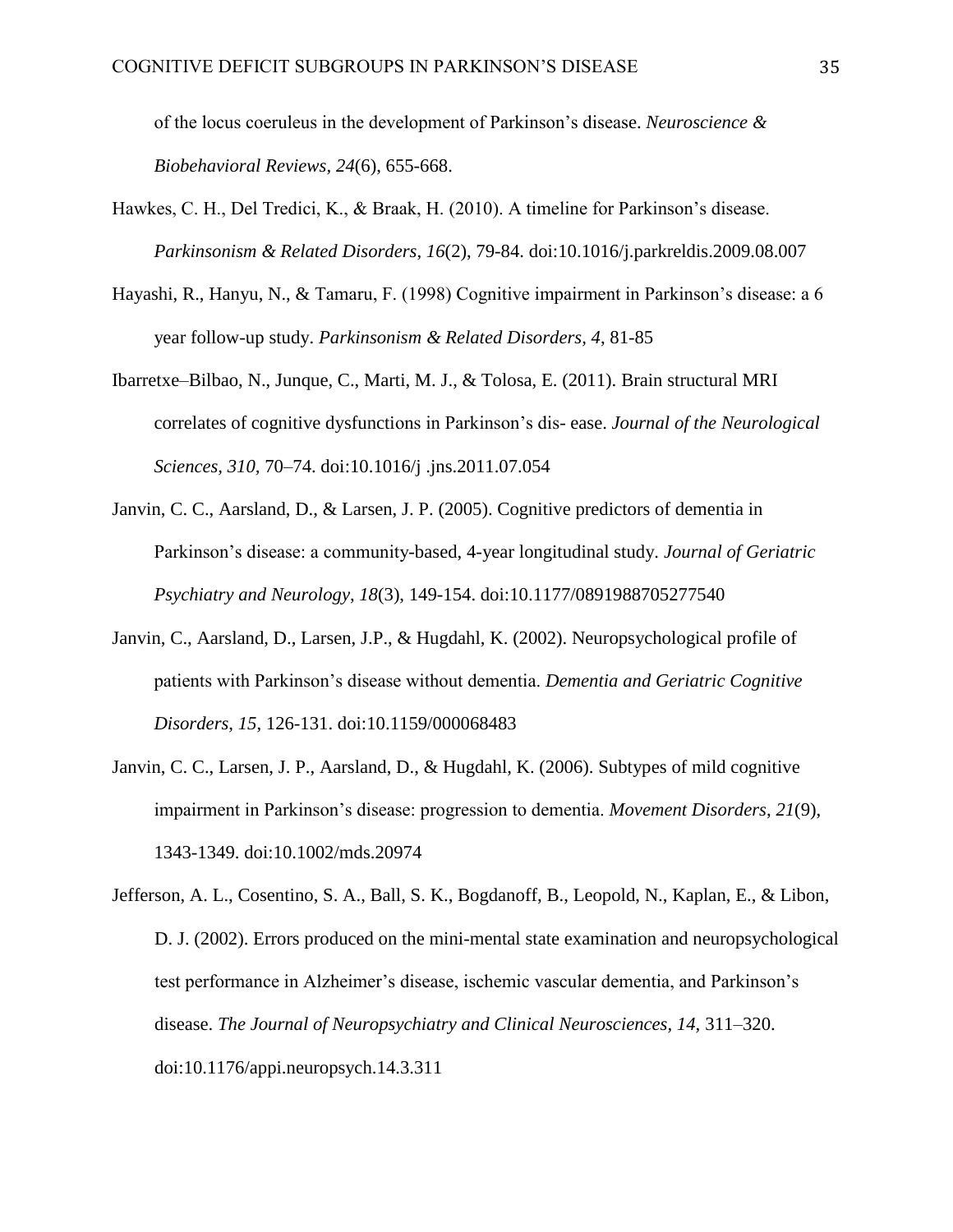of the locus coeruleus in the development of Parkinson's disease. *Neuroscience & Biobehavioral Reviews, 24*(6), 655-668.

Hawkes, C. H., Del Tredici, K., & Braak, H. (2010). A timeline for Parkinson's disease. *Parkinsonism & Related Disorders*, *16*(2), 79-84. doi:10.1016/j.parkreldis.2009.08.007

Hayashi, R., Hanyu, N., & Tamaru, F. (1998) Cognitive impairment in Parkinson's disease: a 6 year follow-up study. *Parkinsonism & Related Disorders*, *4*, 81-85

Ibarretxe–Bilbao, N., Junque, C., Marti, M. J., & Tolosa, E. (2011). Brain structural MRI correlates of cognitive dysfunctions in Parkinson's dis- ease. *Journal of the Neurological Sciences, 310,* 70–74. doi:10.1016/j .jns.2011.07.054

Janvin, C. C., Aarsland, D., & Larsen, J. P. (2005). Cognitive predictors of dementia in Parkinson's disease: a community-based, 4-year longitudinal study. *Journal of Geriatric Psychiatry and Neurology*, *18*(3), 149-154. doi:10.1177/0891988705277540

Janvin, C., Aarsland, D., Larsen, J.P., & Hugdahl, K. (2002). Neuropsychological profile of patients with Parkinson's disease without dementia. *Dementia and Geriatric Cognitive Disorders*, *15*, 126-131. doi:10.1159/000068483

Janvin, C. C., Larsen, J. P., Aarsland, D., & Hugdahl, K. (2006). Subtypes of mild cognitive impairment in Parkinson's disease: progression to dementia. *Movement Disorders*, *21*(9), 1343-1349. doi:10.1002/mds.20974

Jefferson, A. L., Cosentino, S. A., Ball, S. K., Bogdanoff, B., Leopold, N., Kaplan, E., & Libon, D. J. (2002). Errors produced on the mini-mental state examination and neuropsychological test performance in Alzheimer's disease, ischemic vascular dementia, and Parkinson's disease. *The Journal of Neuropsychiatry and Clinical Neurosciences*, *14,* 311–320. doi:10.1176/appi.neuropsych.14.3.311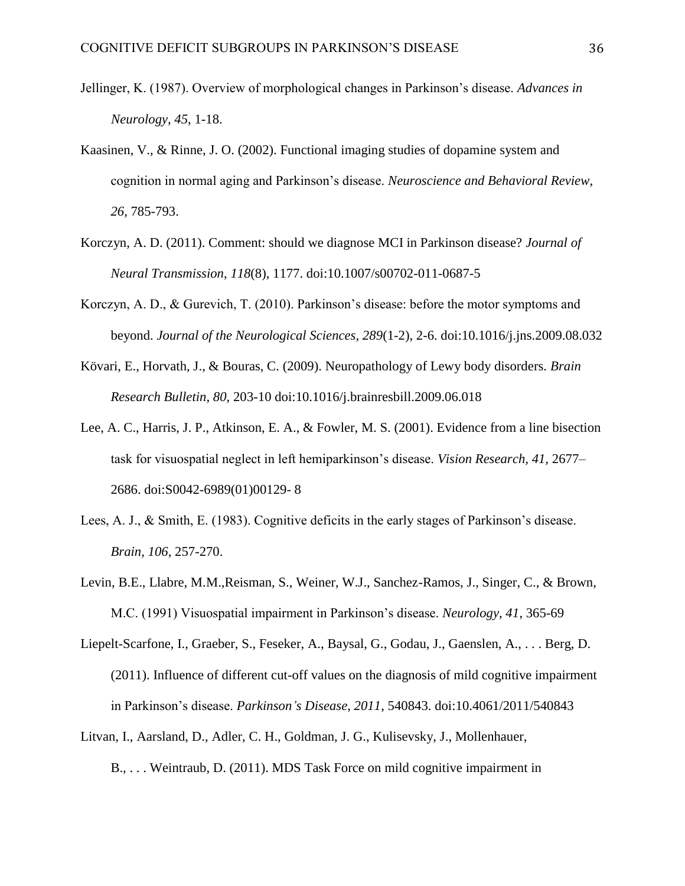Jellinger, K. (1987). Overview of morphological changes in Parkinson's disease. *Advances in Neurology, 45*, 1-18.

Kaasinen, V., & Rinne, J. O. (2002). Functional imaging studies of dopamine system and cognition in normal aging and Parkinson's disease. *Neuroscience and Behavioral Review*, *26*, 785-793.

Korczyn, A. D. (2011). Comment: should we diagnose MCI in Parkinson disease? *Journal of Neural Transmission*, *118*(8), 1177. doi:10.1007/s00702-011-0687-5

Korczyn, A. D., & Gurevich, T. (2010). Parkinson's disease: before the motor symptoms and beyond. *Journal of the Neurological Sciences*, *289*(1-2), 2-6. doi:10.1016/j.jns.2009.08.032

Kövari, E., Horvath, J., & Bouras, C. (2009). Neuropathology of Lewy body disorders. *Brain Research Bulletin*, *80*, 203-10 doi:10.1016/j.brainresbill.2009.06.018

Lee, A. C., Harris, J. P., Atkinson, E. A., & Fowler, M. S. (2001). Evidence from a line bisection task for visuospatial neglect in left hemiparkinson's disease. *Vision Research, 41,* 2677–2686. doi:S0042-6989(01)00129- 8

Lees, A. J., & Smith, E. (1983). Cognitive deficits in the early stages of Parkinson's disease. *Brain*, *106*, 257-270.

Levin, B.E., Llabre, M.M.,Reisman, S., Weiner, W.J., Sanchez-Ramos, J., Singer, C., & Brown, M.C. (1991) Visuospatial impairment in Parkinson's disease. *Neurology*, *41*, 365-69

Liepelt-Scarfone, I., Graeber, S., Feseker, A., Baysal, G., Godau, J., Gaenslen, A., . . . Berg, D. (2011). Influence of different cut-off values on the diagnosis of mild cognitive impairment in Parkinson's disease. *Parkinson's Disease*, *2011*, 540843. doi:10.4061/2011/540843

Litvan, I., Aarsland, D., Adler, C. H., Goldman, J. G., Kulisevsky, J., Mollenhauer, B., . . . Weintraub, D. (2011). MDS Task Force on mild cognitive impairment in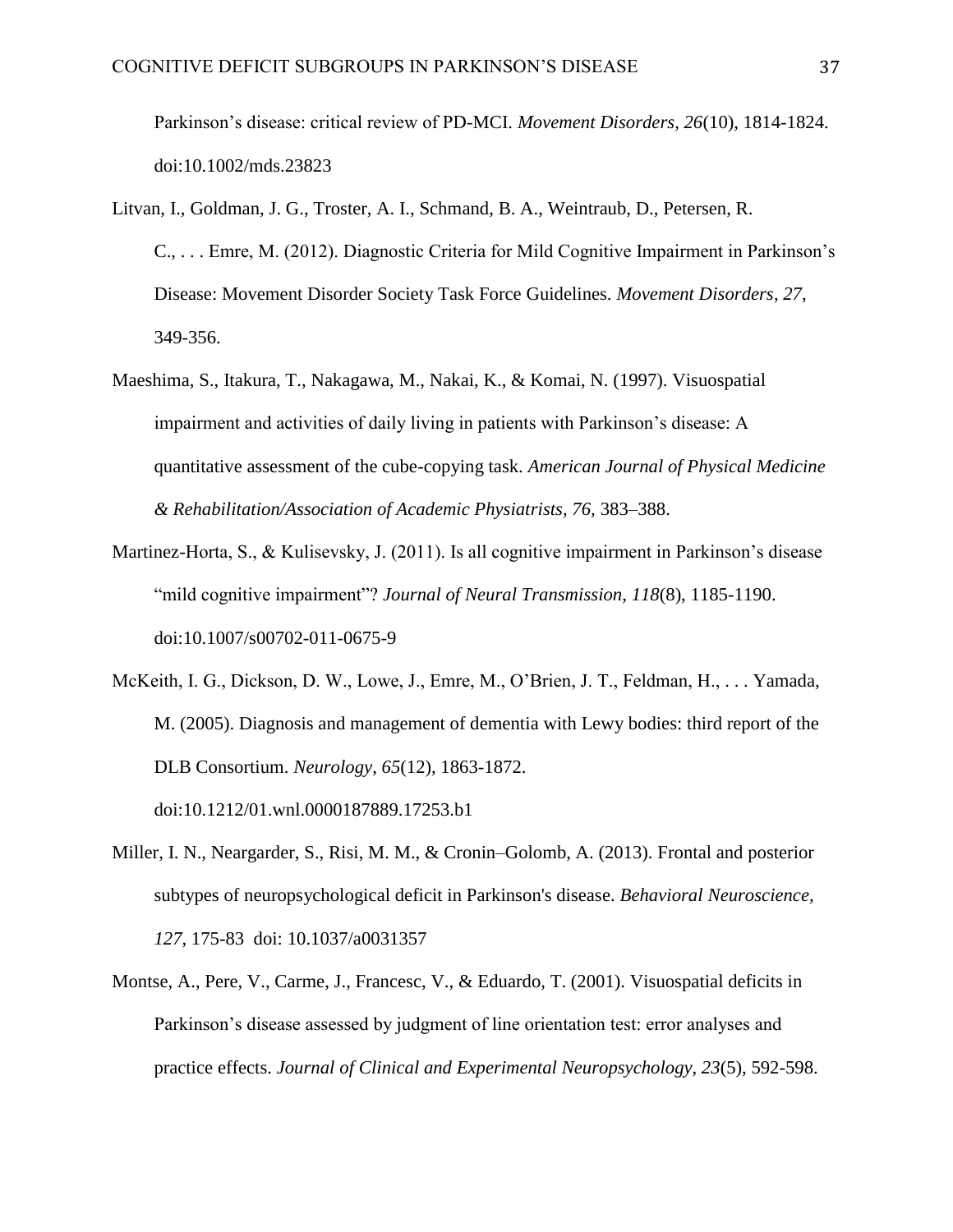Parkinson's disease: critical review of PD-MCI. *Movement Disorders*, *26*(10), 1814-1824. doi:10.1002/mds.23823

Litvan, I., Goldman, J. G., Troster, A. I., Schmand, B. A., Weintraub, D., Petersen, R. C., . . . Emre, M. (2012). Diagnostic Criteria for Mild Cognitive Impairment in Parkinson's Disease: Movement Disorder Society Task Force Guidelines. *Movement Disorders*, *27*, 349-356.

Maeshima, S., Itakura, T., Nakagawa, M., Nakai, K., & Komai, N. (1997). Visuospatial impairment and activities of daily living in patients with Parkinson's disease: A quantitative assessment of the cube-copying task. *American Journal of Physical Medicine & Rehabilitation/Association of Academic Physiatrists, 76,* 383–388.

Martinez-Horta, S., & Kulisevsky, J. (2011). Is all cognitive impairment in Parkinson's disease "mild cognitive impairment"? *Journal of Neural Transmission*, *118*(8), 1185-1190. doi:10.1007/s00702-011-0675-9

McKeith, I. G., Dickson, D. W., Lowe, J., Emre, M., O'Brien, J. T., Feldman, H., . . . Yamada, M. (2005). Diagnosis and management of dementia with Lewy bodies: third report of the DLB Consortium. *Neurology*, *65*(12), 1863-1872. doi:10.1212/01.wnl.0000187889.17253.b1

Miller, I. N., Neargarder, S., Risi, M. M., & Cronin–Golomb, A. (2013). Frontal and posterior subtypes of neuropsychological deficit in Parkinson's disease. *Behavioral Neuroscience, 127*, 175-83 doi: 10.1037/a0031357

Montse, A., Pere, V., Carme, J., Francesc, V., & Eduardo, T. (2001). Visuospatial deficits in Parkinson's disease assessed by judgment of line orientation test: error analyses and practice effects. *Journal of Clinical and Experimental Neuropsychology*, *23*(5), 592-598.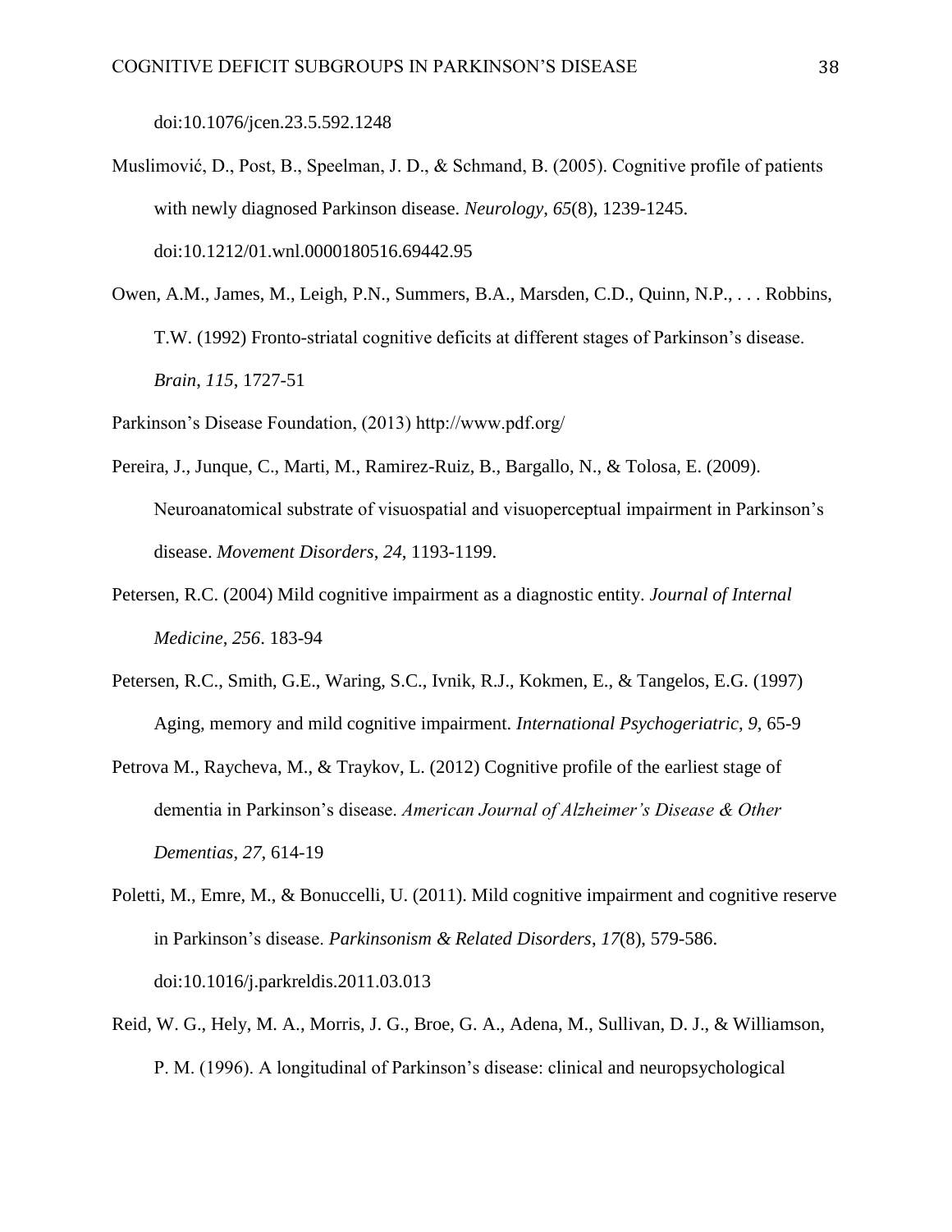doi:10.1076/jcen.23.5.592.1248

Muslimović, D., Post, B., Speelman, J. D., & Schmand, B. (2005). Cognitive profile of patients with newly diagnosed Parkinson disease. *Neurology*, *65*(8), 1239-1245. doi:10.1212/01.wnl.0000180516.69442.95

Owen, A.M., James, M., Leigh, P.N., Summers, B.A., Marsden, C.D., Quinn, N.P., . . . Robbins, T.W. (1992) Fronto-striatal cognitive deficits at different stages of Parkinson's disease. *Brain*, *115*, 1727-51

Parkinson's Disease Foundation, (2013) http://www.pdf.org/

Pereira, J., Junque, C., Marti, M., Ramirez-Ruiz, B., Bargallo, N., & Tolosa, E. (2009). Neuroanatomical substrate of visuospatial and visuoperceptual impairment in Parkinson's disease. *Movement Disorders*, *24*, 1193-1199.

Petersen, R.C. (2004) Mild cognitive impairment as a diagnostic entity. *Journal of Internal Medicine*, *256*. 183-94

Petersen, R.C., Smith, G.E., Waring, S.C., Ivnik, R.J., Kokmen, E., & Tangelos, E.G. (1997) Aging, memory and mild cognitive impairment. *International Psychogeriatric*, *9*, 65-9

Petrova M., Raycheva, M., & Traykov, L. (2012) Cognitive profile of the earliest stage of dementia in Parkinson's disease. *American Journal of Alzheimer's Disease & Other Dementias*, *27*, 614-19

Poletti, M., Emre, M., & Bonuccelli, U. (2011). Mild cognitive impairment and cognitive reserve in Parkinson's disease. *Parkinsonism & Related Disorders*, *17*(8), 579-586. doi:10.1016/j.parkreldis.2011.03.013

Reid, W. G., Hely, M. A., Morris, J. G., Broe, G. A., Adena, M., Sullivan, D. J., & Williamson, P. M. (1996). A longitudinal of Parkinson's disease: clinical and neuropsychological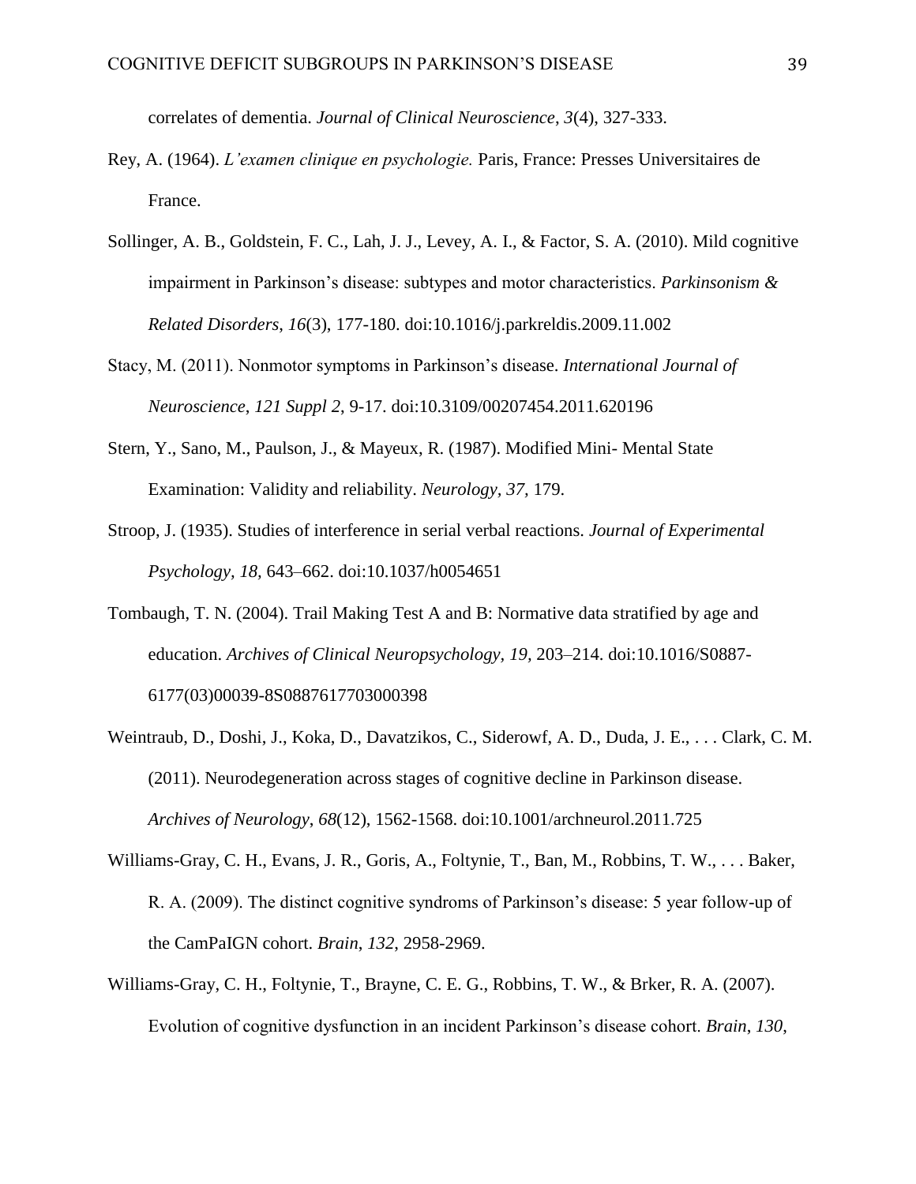correlates of dementia. *Journal of Clinical Neuroscience*, *3*(4), 327-333.

Rey, A. (1964). *L'examen clinique en psychologie.* Paris, France: Presses Universitaires de France.

Sollinger, A. B., Goldstein, F. C., Lah, J. J., Levey, A. I., & Factor, S. A. (2010). Mild cognitive impairment in Parkinson's disease: subtypes and motor characteristics. *Parkinsonism & Related Disorders*, *16*(3), 177-180. doi:10.1016/j.parkreldis.2009.11.002

Stacy, M. (2011). Nonmotor symptoms in Parkinson's disease. *International Journal of Neuroscience*, *121 Suppl 2*, 9-17. doi:10.3109/00207454.2011.620196

Stern, Y., Sano, M., Paulson, J., & Mayeux, R. (1987). Modified Mini- Mental State Examination: Validity and reliability. *Neurology*, *37*, 179.

Stroop, J. (1935). Studies of interference in serial verbal reactions. *Journal of Experimental Psychology*, *18*, 643–662. doi:10.1037/h0054651

Tombaugh, T. N. (2004). Trail Making Test A and B: Normative data stratified by age and education. *Archives of Clinical Neuropsychology, 19,* 203–214. doi:10.1016/S0887-6177(03)00039-8S0887617703000398

Weintraub, D., Doshi, J., Koka, D., Davatzikos, C., Siderowf, A. D., Duda, J. E., . . . Clark, C. M. (2011). Neurodegeneration across stages of cognitive decline in Parkinson disease. *Archives of Neurology*, *68*(12), 1562-1568. doi:10.1001/archneurol.2011.725

Williams-Gray, C. H., Evans, J. R., Goris, A., Foltynie, T., Ban, M., Robbins, T. W., . . . Baker, R. A. (2009). The distinct cognitive syndroms of Parkinson's disease: 5 year follow-up of the CamPaIGN cohort. *Brain*, *132*, 2958-2969.

Williams-Gray, C. H., Foltynie, T., Brayne, C. E. G., Robbins, T. W., & Brker, R. A. (2007). Evolution of cognitive dysfunction in an incident Parkinson's disease cohort. *Brain*, *130*,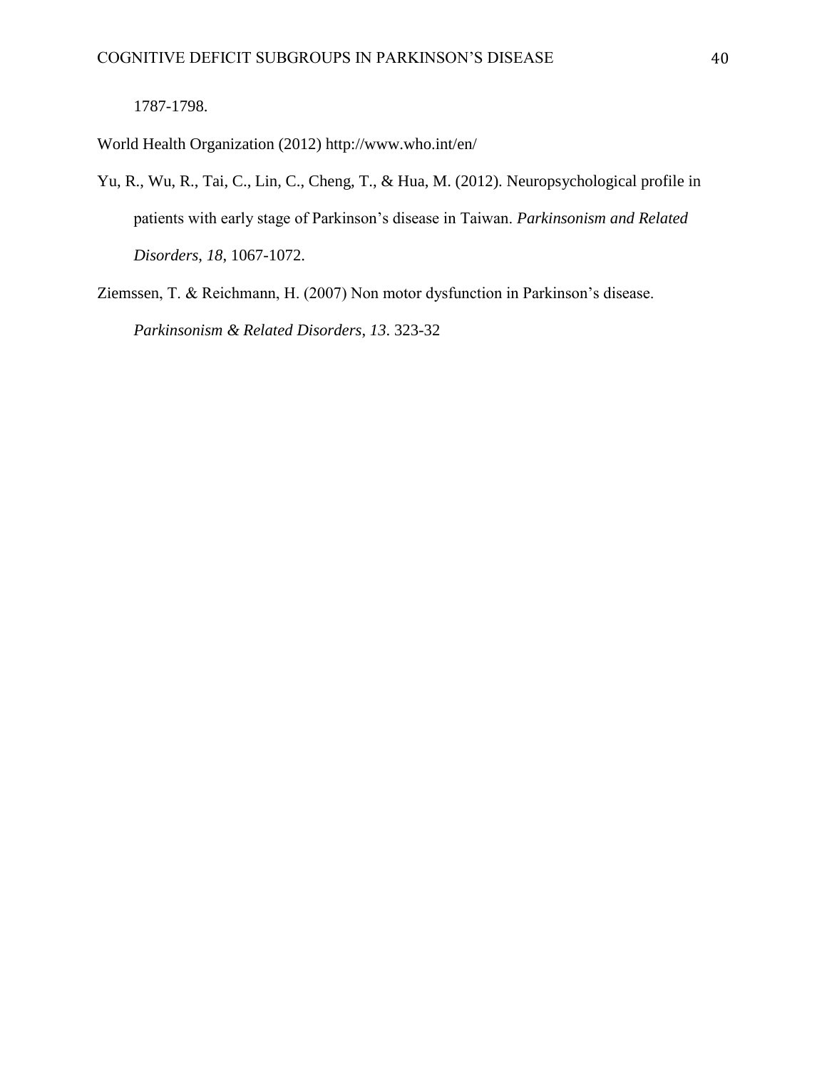1787-1798.

World Health Organization (2012) http://www.who.int/en/

Yu, R., Wu, R., Tai, C., Lin, C., Cheng, T., & Hua, M. (2012). Neuropsychological profile in patients with early stage of Parkinson's disease in Taiwan. *Parkinsonism and Related Disorders, 18,* 1067-1072.

Ziemssen, T. & Reichmann, H. (2007) Non motor dysfunction in Parkinson's disease. *Parkinsonism & Related Disorders*, *13*. 323-32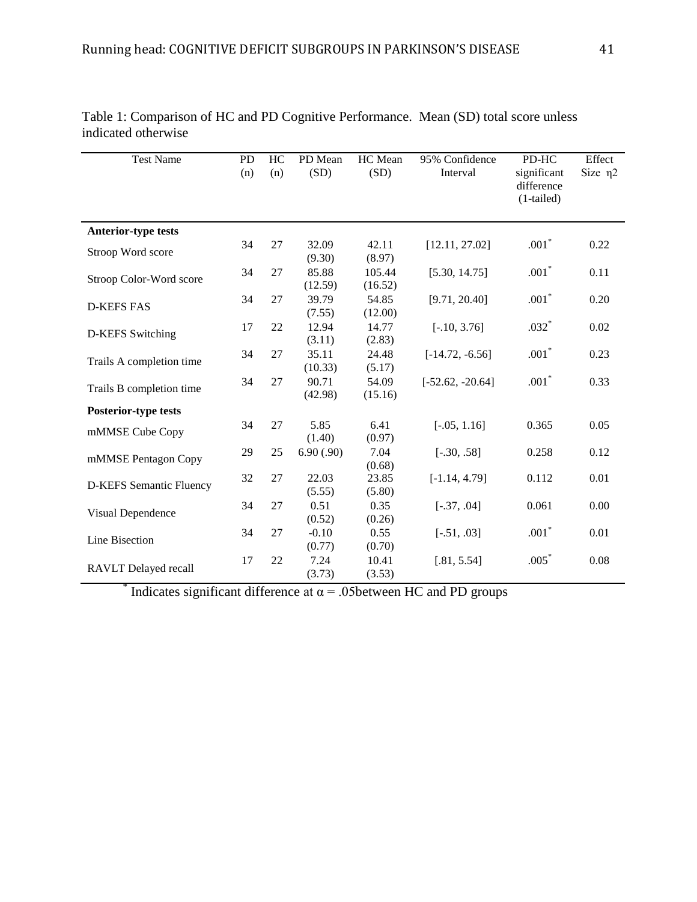Table 1: Comparison of HC and PD Cognitive Performance. Mean (SD) total score unless indicated otherwise

| Test Name | PD (n) | HC (n) | PD Mean (SD) | HC Mean (SD) | 95% Confidence Interval | PD-HC significant difference (1-tailed) | Effect Size η2 |
|---|---|---|---|---|---|---|---|
| **Anterior-type tests** | | | | | | | |
| Stroop Word score | 34 | 27 | 32.09 (9.30) | 42.11 (8.97) | [12.11, 27.02] | .001* | 0.22 |
| Stroop Color-Word score | 34 | 27 | 85.88 (12.59) | 105.44 (16.52) | [5.30, 14.75] | .001* | 0.11 |
| D-KEFS FAS | 34 | 27 | 39.79 (7.55) | 54.85 (12.00) | [9.71, 20.40] | .001* | 0.20 |
| D-KEFS Switching | 17 | 22 | 12.94 (3.11) | 14.77 (2.83) | [-.10, 3.76] | .032* | 0.02 |
| Trails A completion time | 34 | 27 | 35.11 (10.33) | 24.48 (5.17) | [-14.72, -6.56] | .001* | 0.23 |
| Trails B completion time | 34 | 27 | 90.71 (42.98) | 54.09 (15.16) | [-52.62, -20.64] | .001* | 0.33 |
| **Posterior-type tests** | | | | | | | |
| mMMSE Cube Copy | 34 | 27 | 5.85 (1.40) | 6.41 (0.97) | [-.05, 1.16] | 0.365 | 0.05 |
| mMMSE Pentagon Copy | 29 | 25 | 6.90 (.90) | 7.04 (0.68) | [-.30, .58] | 0.258 | 0.12 |
| D-KEFS Semantic Fluency | 32 | 27 | 22.03 (5.55) | 23.85 (5.80) | [-1.14, 4.79] | 0.112 | 0.01 |
| Visual Dependence | 34 | 27 | 0.51 (0.52) | 0.35 (0.26) | [-.37, .04] | 0.061 | 0.00 |
| Line Bisection | 34 | 27 | -0.10 (0.77) | 0.55 (0.70) | [-.51, .03] | .001* | 0.01 |
| RAVLT Delayed recall | 17 | 22 | 7.24 (3.73) | 10.41 (3.53) | [.81, 5.54] | .005* | 0.08 |

\* Indicates significant difference at $\alpha = .05$between HC and PD groups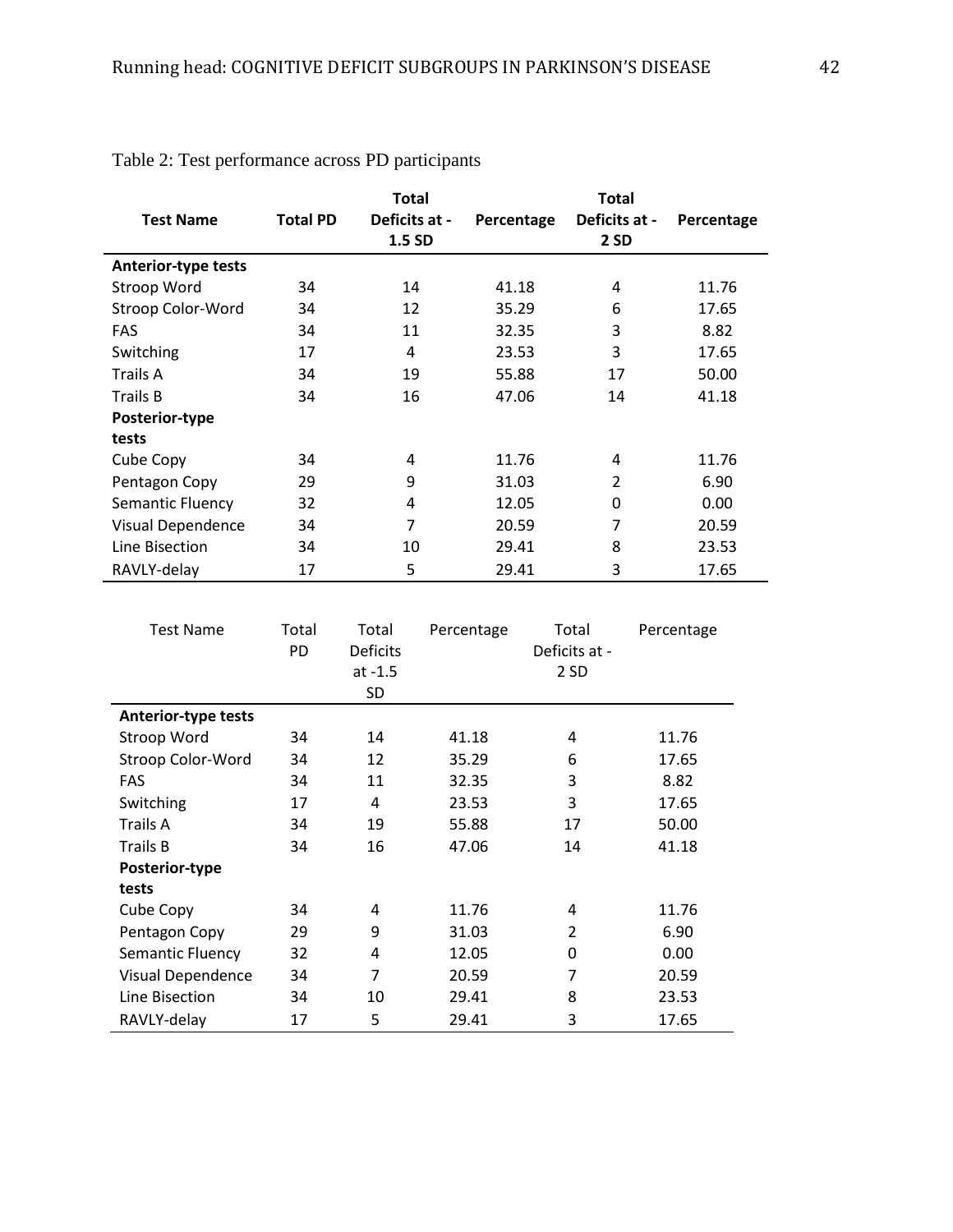Table 2: Test performance across PD participants

| Test Name | Total PD | Total Deficits at -1.5 SD | Percentage | Total Deficits at -2 SD | Percentage |
|---|---|---|---|---|---|
| **Anterior-type tests** | | | | | |
| Stroop Word | 34 | 14 | 41.18 | 4 | 11.76 |
| Stroop Color-Word | 34 | 12 | 35.29 | 6 | 17.65 |
| FAS | 34 | 11 | 32.35 | 3 | 8.82 |
| Switching | 17 | 4 | 23.53 | 3 | 17.65 |
| Trails A | 34 | 19 | 55.88 | 17 | 50.00 |
| Trails B | 34 | 16 | 47.06 | 14 | 41.18 |
| **Posterior-type tests** | | | | | |
| Cube Copy | 34 | 4 | 11.76 | 4 | 11.76 |
| Pentagon Copy | 29 | 9 | 31.03 | 2 | 6.90 |
| Semantic Fluency | 32 | 4 | 12.05 | 0 | 0.00 |
| Visual Dependence | 34 | 7 | 20.59 | 7 | 20.59 |
| Line Bisection | 34 | 10 | 29.41 | 8 | 23.53 |
| RAVLY-delay | 17 | 5 | 29.41 | 3 | 17.65 |

| Test Name | Total PD | Total Deficits at -1.5 SD | Percentage | Total Deficits at - 2 SD | Percentage |
|---|---|---|---|---|---|
| **Anterior-type tests** | | | | | |
| Stroop Word | 34 | 14 | 41.18 | 4 | 11.76 |
| Stroop Color-Word | 34 | 12 | 35.29 | 6 | 17.65 |
| FAS | 34 | 11 | 32.35 | 3 | 8.82 |
| Switching | 17 | 4 | 23.53 | 3 | 17.65 |
| Trails A | 34 | 19 | 55.88 | 17 | 50.00 |
| Trails B | 34 | 16 | 47.06 | 14 | 41.18 |
| **Posterior-type tests** | | | | | |
| Cube Copy | 34 | 4 | 11.76 | 4 | 11.76 |
| Pentagon Copy | 29 | 9 | 31.03 | 2 | 6.90 |
| Semantic Fluency | 32 | 4 | 12.05 | 0 | 0.00 |
| Visual Dependence | 34 | 7 | 20.59 | 7 | 20.59 |
| Line Bisection | 34 | 10 | 29.41 | 8 | 23.53 |
| RAVLY-delay | 17 | 5 | 29.41 | 3 | 17.65 |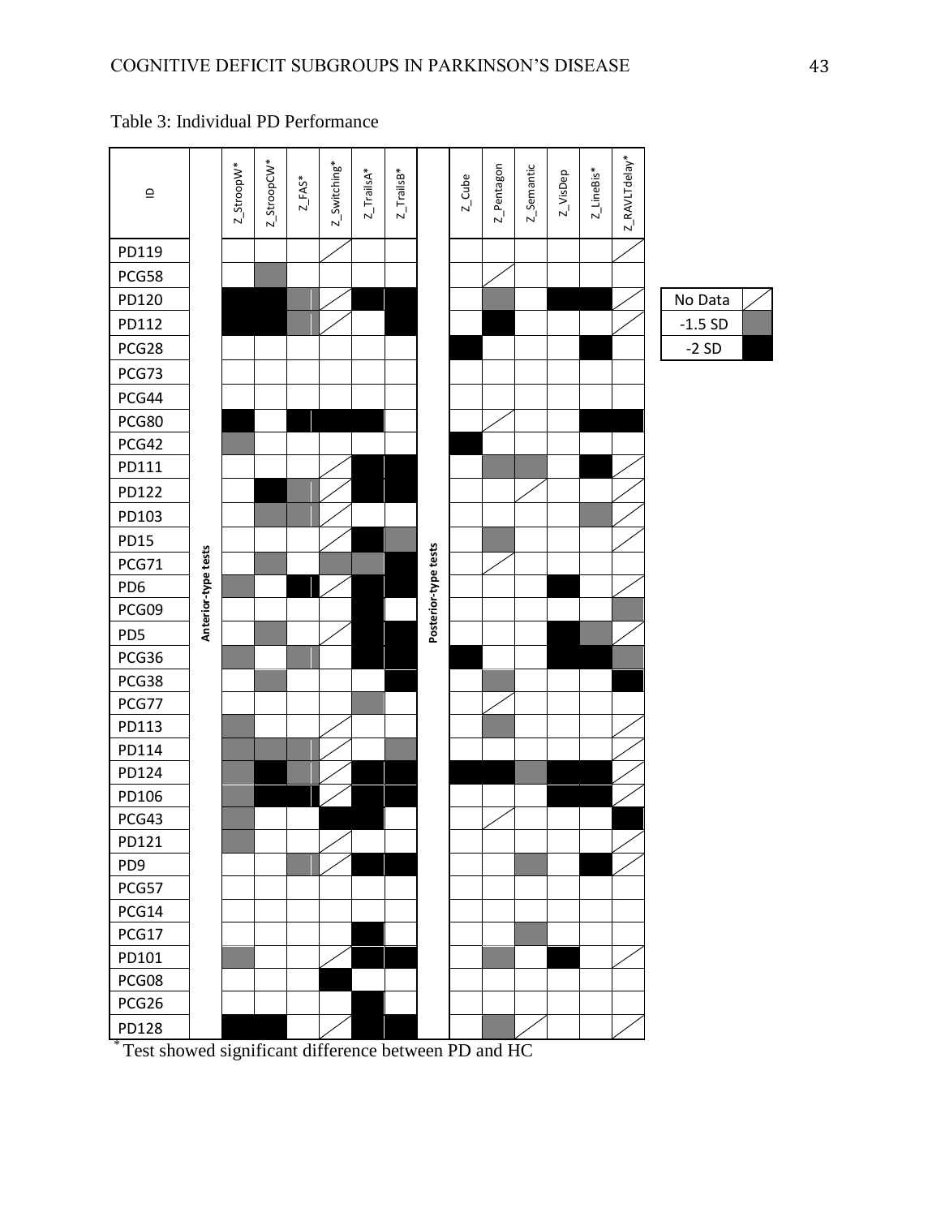Table 3: Individual PD Performance

| ID | Anterior-type tests | | | | | | Posterior-type tests | | | | | |
|---|---|---|---|---|---|---|---|---|---|---|---|---|
| | Z_StroopW* | Z_StroopCW* | Z_FAS* | Z_Switching* | Z_TrailsA* | Z_TrailsB* | Z_Cube | Z_Pentagon | Z_Semantic | Z_VisDep | Z_LineBis* | Z_RAVLTdelay* |
| PD119 | | | | No Data | | | | | | | | No Data |
| PCG58 | | -1.5 SD | | | | | | No Data | | | | |
| PD120 | -2 SD | -2 SD | -1.5 SD | No Data | -2 SD | -2 SD | | -1.5 SD | | -2 SD | -2 SD | No Data |
| PD112 | -2 SD | -2 SD | -1.5 SD | No Data | | -2 SD | | -2 SD | | | | No Data |
| PCG28 | | | | | | | -2 SD | | | | -2 SD | |
| PCG73 | | | | | | | | | | | | |
| PCG44 | | | | | | | | | | | | |
| PCG80 | -2 SD | | -2 SD | -2 SD | -2 SD | | | No Data | | | -2 SD | -2 SD |
| PCG42 | -1.5 SD | | | | | | -2 SD | | | | | |
| PD111 | | | | No Data | -2 SD | -2 SD | | -1.5 SD | -1.5 SD | | -2 SD | No Data |
| PD122 | | -2 SD | -1.5 SD | No Data | -2 SD | -2 SD | | | No Data | | | No Data |
| PD103 | | -1.5 SD | -1.5 SD | No Data | | | | | | | -1.5 SD | No Data |
| PD15 | | | | No Data | -2 SD | -1.5 SD | | -1.5 SD | | | | No Data |
| PCG71 | | -1.5 SD | | -1.5 SD | -1.5 SD | -2 SD | | No Data | | | | |
| PD6 | -1.5 SD | | -2 SD | No Data | -2 SD | -2 SD | | | | -2 SD | | No Data |
| PCG09 | | | | | -2 SD | | | | | | | -1.5 SD |
| PD5 | | -1.5 SD | | No Data | -2 SD | -2 SD | | | | -2 SD | -1.5 SD | No Data |
| PCG36 | -1.5 SD | | -1.5 SD | | -2 SD | -2 SD | -2 SD | | | -2 SD | -2 SD | -1.5 SD |
| PCG38 | | -1.5 SD | | | | -2 SD | | -1.5 SD | | | | -2 SD |
| PCG77 | | | | | -1.5 SD | | | No Data | | | | |
| PD113 | -1.5 SD | | | No Data | | | | -1.5 SD | | | | No Data |
| PD114 | -1.5 SD | -1.5 SD | -1.5 SD | No Data | | -1.5 SD | | | | | | No Data |
| PD124 | -1.5 SD | -2 SD | -1.5 SD | No Data | -2 SD | -2 SD | -2 SD | -2 SD | -1.5 SD | -2 SD | -2 SD | No Data |
| PD106 | -1.5 SD | -2 SD | -2 SD | No Data | -2 SD | -2 SD | | | | -2 SD | -2 SD | No Data |
| PCG43 | -1.5 SD | | | -2 SD | -2 SD | | | No Data | | | | -2 SD |
| PD121 | -1.5 SD | | | No Data | | | | | | | | No Data |
| PD9 | | | -1.5 SD | No Data | -2 SD | -2 SD | | | -1.5 SD | | -2 SD | No Data |
| PCG57 | | | | | | | | | | | | |
| PCG14 | | | | | | | | | | | | |
| PCG17 | | | | | -2 SD | | | | -1.5 SD | | | |
| PD101 | -1.5 SD | | | No Data | -2 SD | -2 SD | | -1.5 SD | | -2 SD | | No Data |
| PCG08 | | | | -2 SD | | | | | | | | |
| PCG26 | | | | | -2 SD | | | | | | | |
| PD128 | -2 SD | -2 SD | | No Data | -2 SD | -2 SD | | -1.5 SD | No Data | No Data | | No Data |

| Legend | |
|---|---|
| No Data | (diagonal line) |
| -1.5 SD | (grey) |
| -2 SD | (black) |

*Test showed significant difference between PD and HC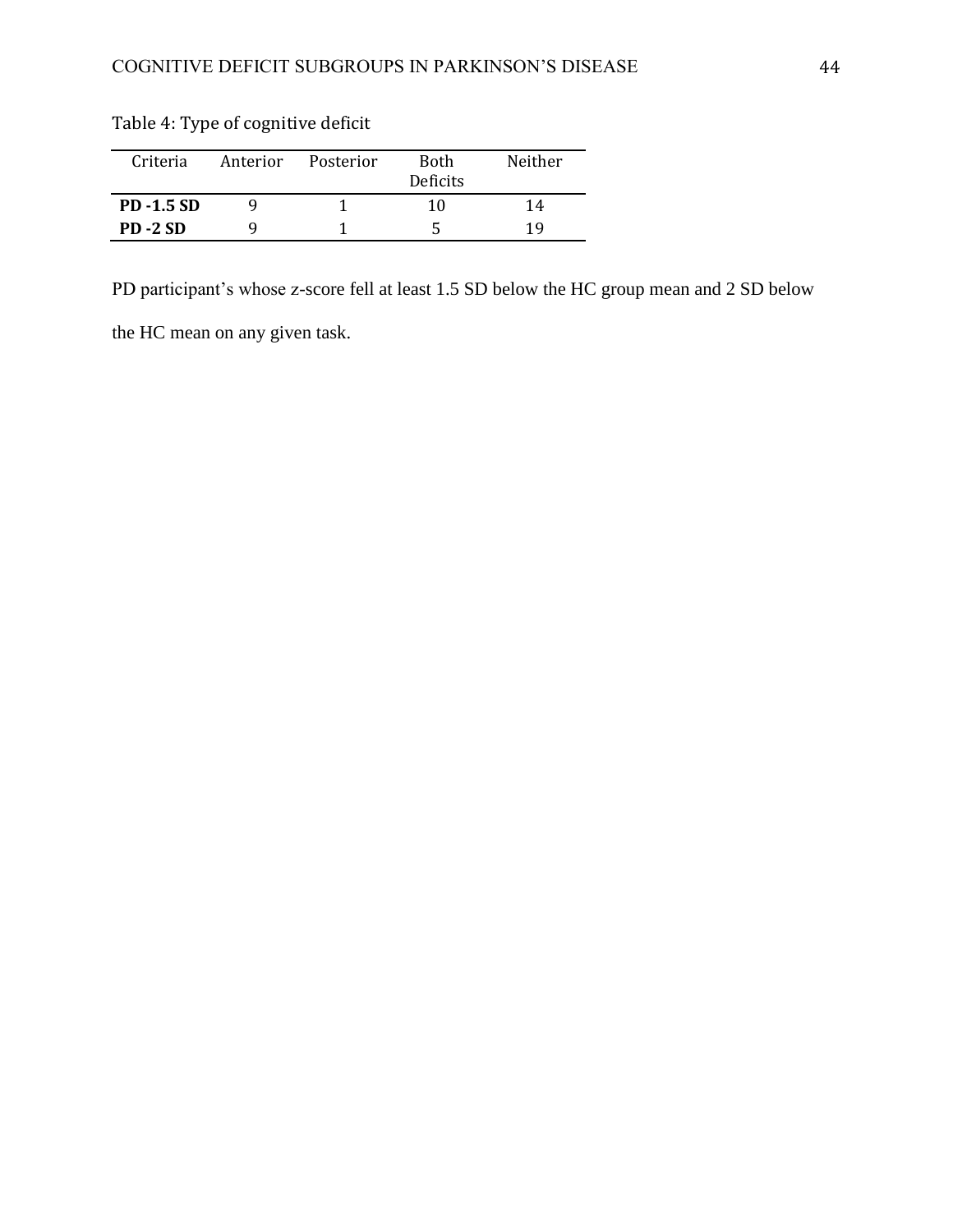Table 4: Type of cognitive deficit

| Criteria | Anterior | Posterior | Both Deficits | Neither |
|---|---|---|---|---|
| **PD -1.5 SD** | 9 | 1 | 10 | 14 |
| **PD -2 SD** | 9 | 1 | 5 | 19 |

PD participant's whose z-score fell at least 1.5 SD below the HC group mean and 2 SD below the HC mean on any given task.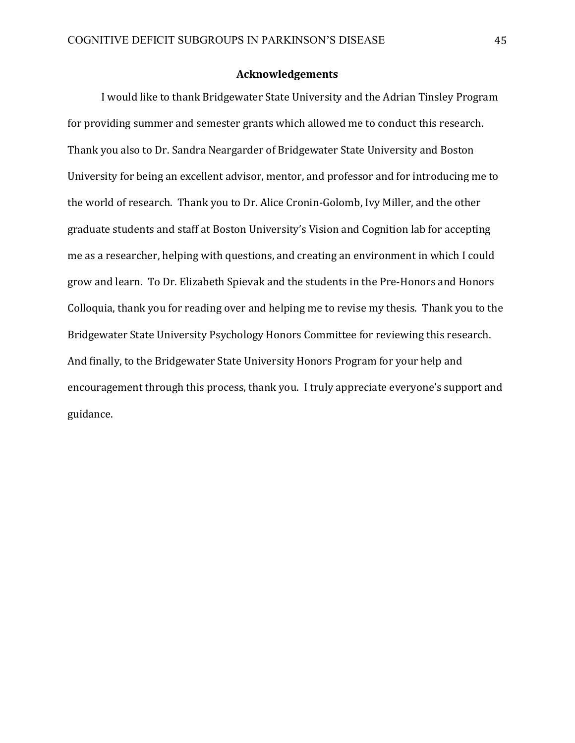## Acknowledgements

I would like to thank Bridgewater State University and the Adrian Tinsley Program for providing summer and semester grants which allowed me to conduct this research. Thank you also to Dr. Sandra Neargarder of Bridgewater State University and Boston University for being an excellent advisor, mentor, and professor and for introducing me to the world of research. Thank you to Dr. Alice Cronin-Golomb, Ivy Miller, and the other graduate students and staff at Boston University's Vision and Cognition lab for accepting me as a researcher, helping with questions, and creating an environment in which I could grow and learn. To Dr. Elizabeth Spievak and the students in the Pre-Honors and Honors Colloquia, thank you for reading over and helping me to revise my thesis. Thank you to the Bridgewater State University Psychology Honors Committee for reviewing this research. And finally, to the Bridgewater State University Honors Program for your help and encouragement through this process, thank you. I truly appreciate everyone's support and guidance.